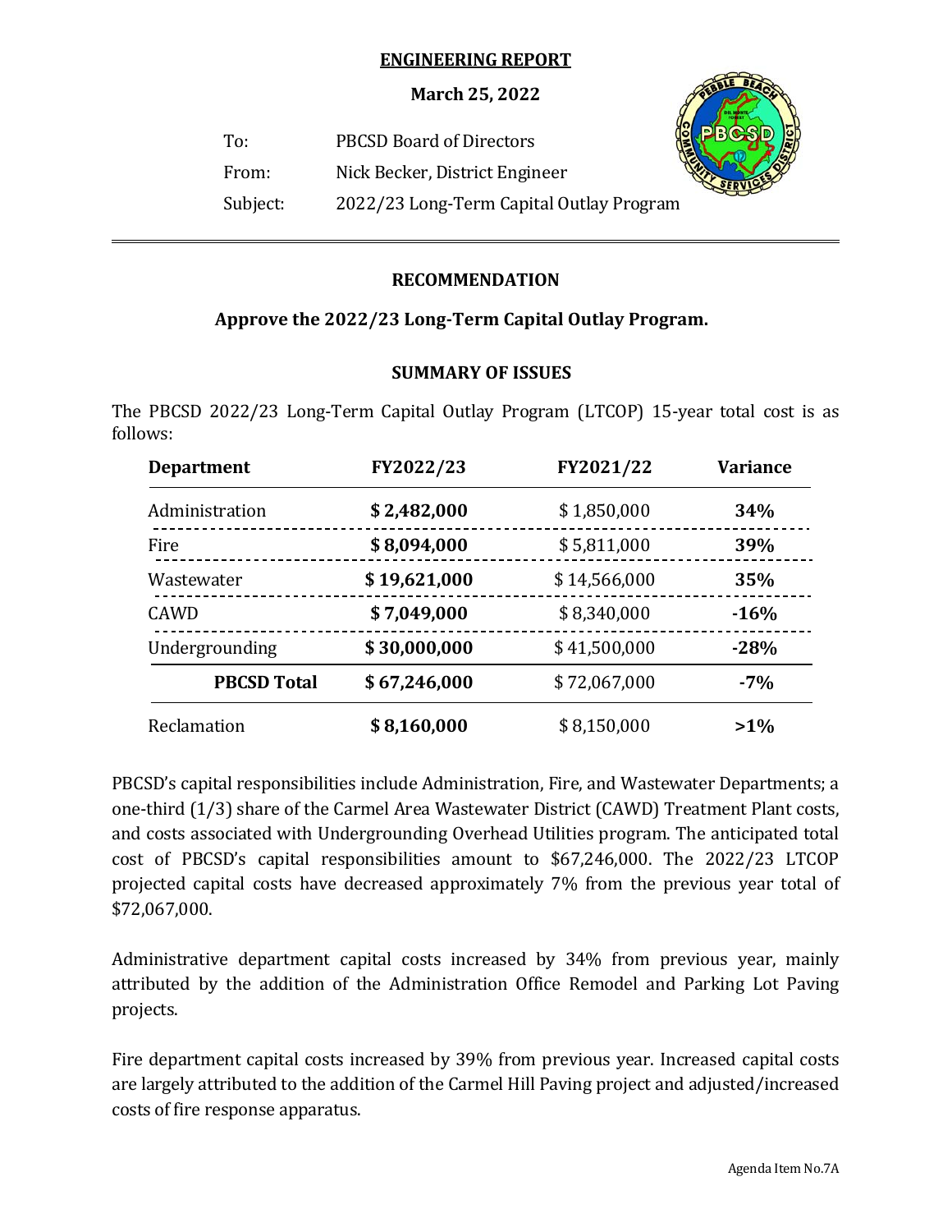**ENGINEERING REPORT**

**March 25, 2022**

To: PBCSD Board of Directors

From: Nick Becker, District Engineer

Subject: 2022/23 Long-Term Capital Outlay Program

---

## RECOMMENDATION

**Approve the 2022/23 Long-Term Capital Outlay Program.**

## SUMMARY OF ISSUES

The PBCSD 2022/23 Long-Term Capital Outlay Program (LTCOP) 15-year total cost is as follows:

| Department | FY2022/23 | FY2021/22 | Variance |
|---|---|---|---|
| Administration | **$ 2,482,000** | $ 1,850,000 | **34%** |
| Fire | **$ 8,094,000** | $ 5,811,000 | **39%** |
| Wastewater | **$ 19,621,000** | $ 14,566,000 | **35%** |
| CAWD | **$ 7,049,000** | $ 8,340,000 | **-16%** |
| Undergrounding | **$ 30,000,000** | $ 41,500,000 | **-28%** |
| **PBCSD Total** | **$ 67,246,000** | $ 72,067,000 | **-7%** |
| Reclamation | **$ 8,160,000** | $ 8,150,000 | **>1%** |

PBCSD's capital responsibilities include Administration, Fire, and Wastewater Departments; a one-third (1/3) share of the Carmel Area Wastewater District (CAWD) Treatment Plant costs, and costs associated with Undergrounding Overhead Utilities program. The anticipated total cost of PBCSD's capital responsibilities amount to $67,246,000. The 2022/23 LTCOP projected capital costs have decreased approximately 7% from the previous year total of $72,067,000.

Administrative department capital costs increased by 34% from previous year, mainly attributed by the addition of the Administration Office Remodel and Parking Lot Paving projects.

Fire department capital costs increased by 39% from previous year. Increased capital costs are largely attributed to the addition of the Carmel Hill Paving project and adjusted/increased costs of fire response apparatus.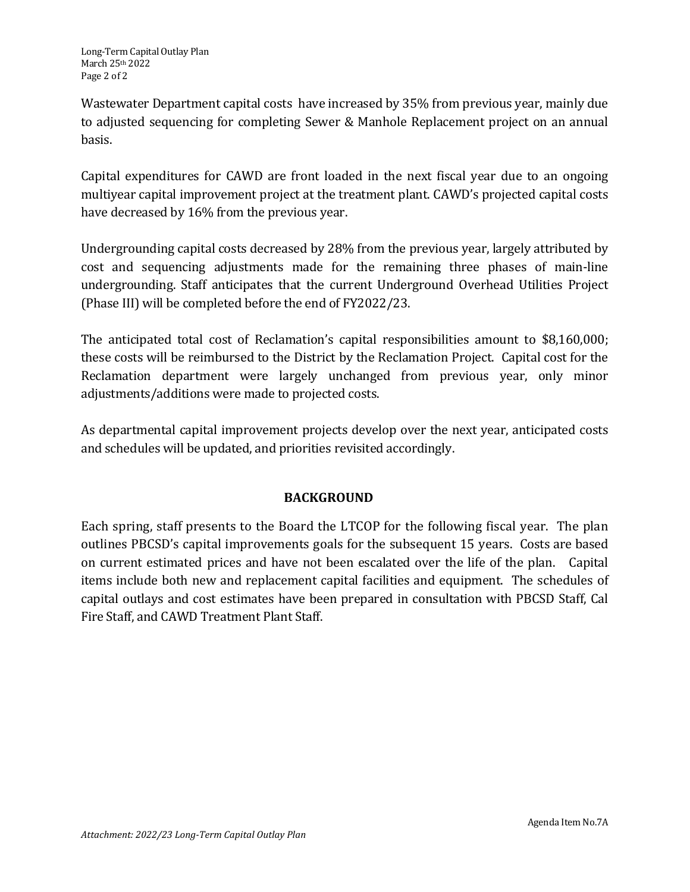Wastewater Department capital costs have increased by 35% from previous year, mainly due to adjusted sequencing for completing Sewer & Manhole Replacement project on an annual basis.

Capital expenditures for CAWD are front loaded in the next fiscal year due to an ongoing multiyear capital improvement project at the treatment plant. CAWD's projected capital costs have decreased by 16% from the previous year.

Undergrounding capital costs decreased by 28% from the previous year, largely attributed by cost and sequencing adjustments made for the remaining three phases of main-line undergrounding. Staff anticipates that the current Underground Overhead Utilities Project (Phase III) will be completed before the end of FY2022/23.

The anticipated total cost of Reclamation's capital responsibilities amount to $8,160,000; these costs will be reimbursed to the District by the Reclamation Project. Capital cost for the Reclamation department were largely unchanged from previous year, only minor adjustments/additions were made to projected costs.

As departmental capital improvement projects develop over the next year, anticipated costs and schedules will be updated, and priorities revisited accordingly.

## BACKGROUND

Each spring, staff presents to the Board the LTCOP for the following fiscal year. The plan outlines PBCSD's capital improvements goals for the subsequent 15 years. Costs are based on current estimated prices and have not been escalated over the life of the plan. Capital items include both new and replacement capital facilities and equipment. The schedules of capital outlays and cost estimates have been prepared in consultation with PBCSD Staff, Cal Fire Staff, and CAWD Treatment Plant Staff.

Agenda Item No.7A

*Attachment: 2022/23 Long-Term Capital Outlay Plan*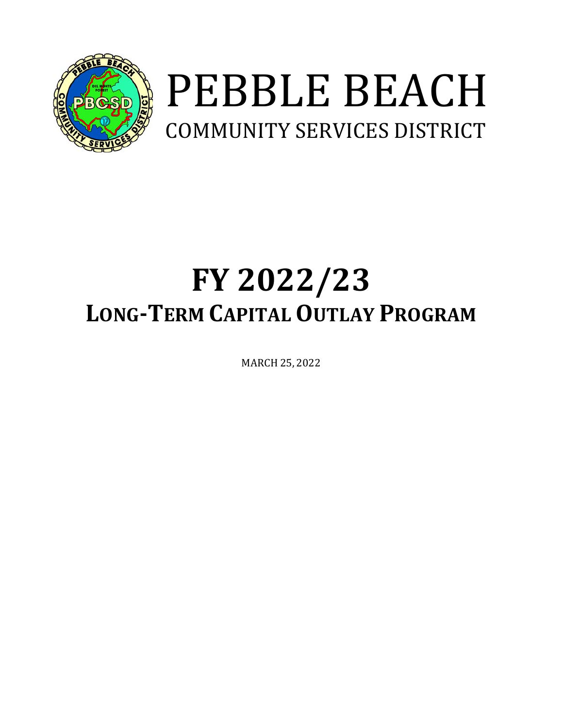# PEBBLE BEACH

## COMMUNITY SERVICES DISTRICT

# FY 2022/23

## LONG-TERM CAPITAL OUTLAY PROGRAM

MARCH 25, 2022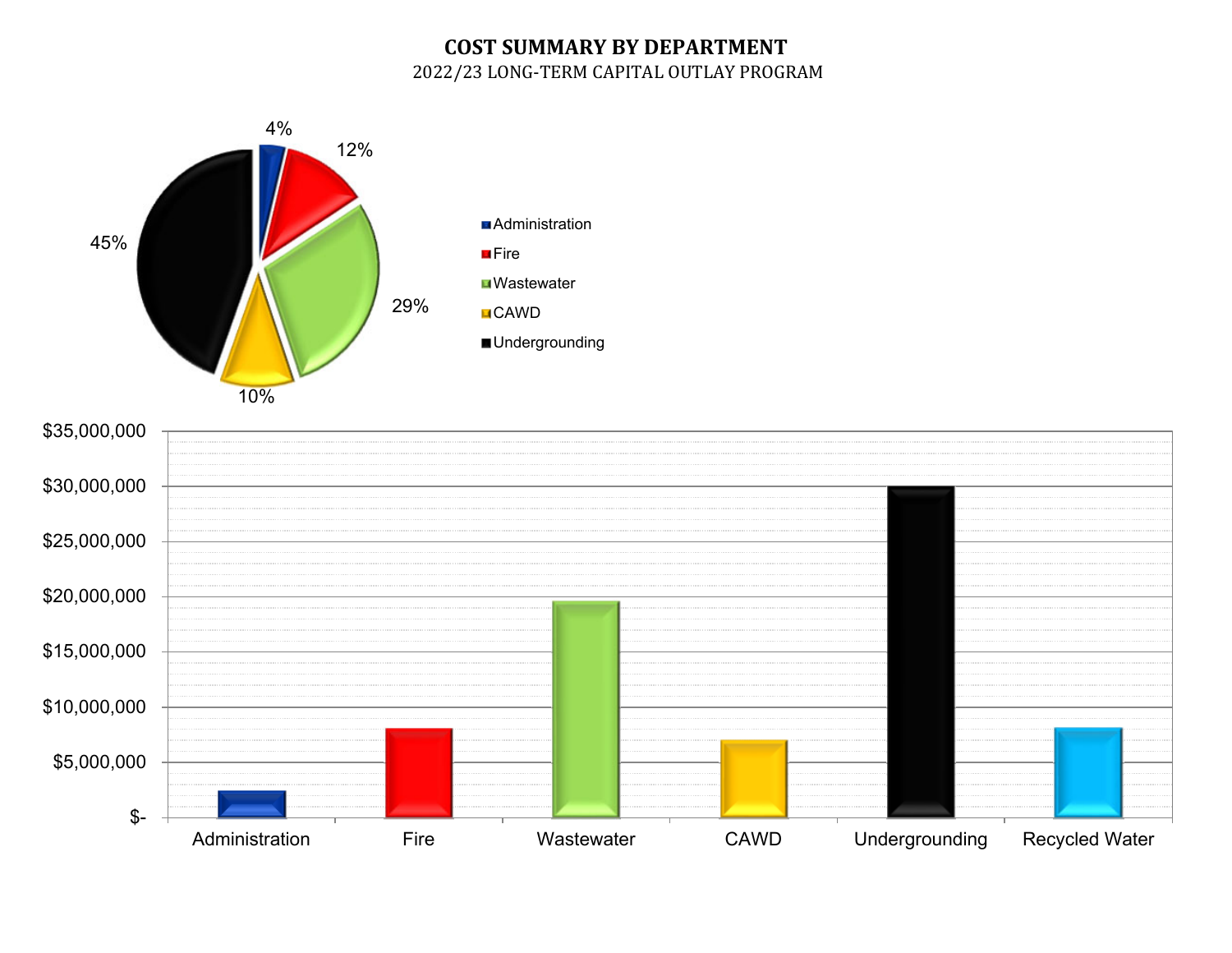# COST SUMMARY BY DEPARTMENT

2022/23 LONG-TERM CAPITAL OUTLAY PROGRAM

4%

12%

45%

29%

10%

- Administration
- Fire
- Wastewater
- CAWD
- Undergrounding

$35,000,000

$30,000,000

$25,000,000

$20,000,000

$15,000,000

$10,000,000

$5,000,000

$-

Administration Fire Wastewater CAWD Undergrounding Recycled Water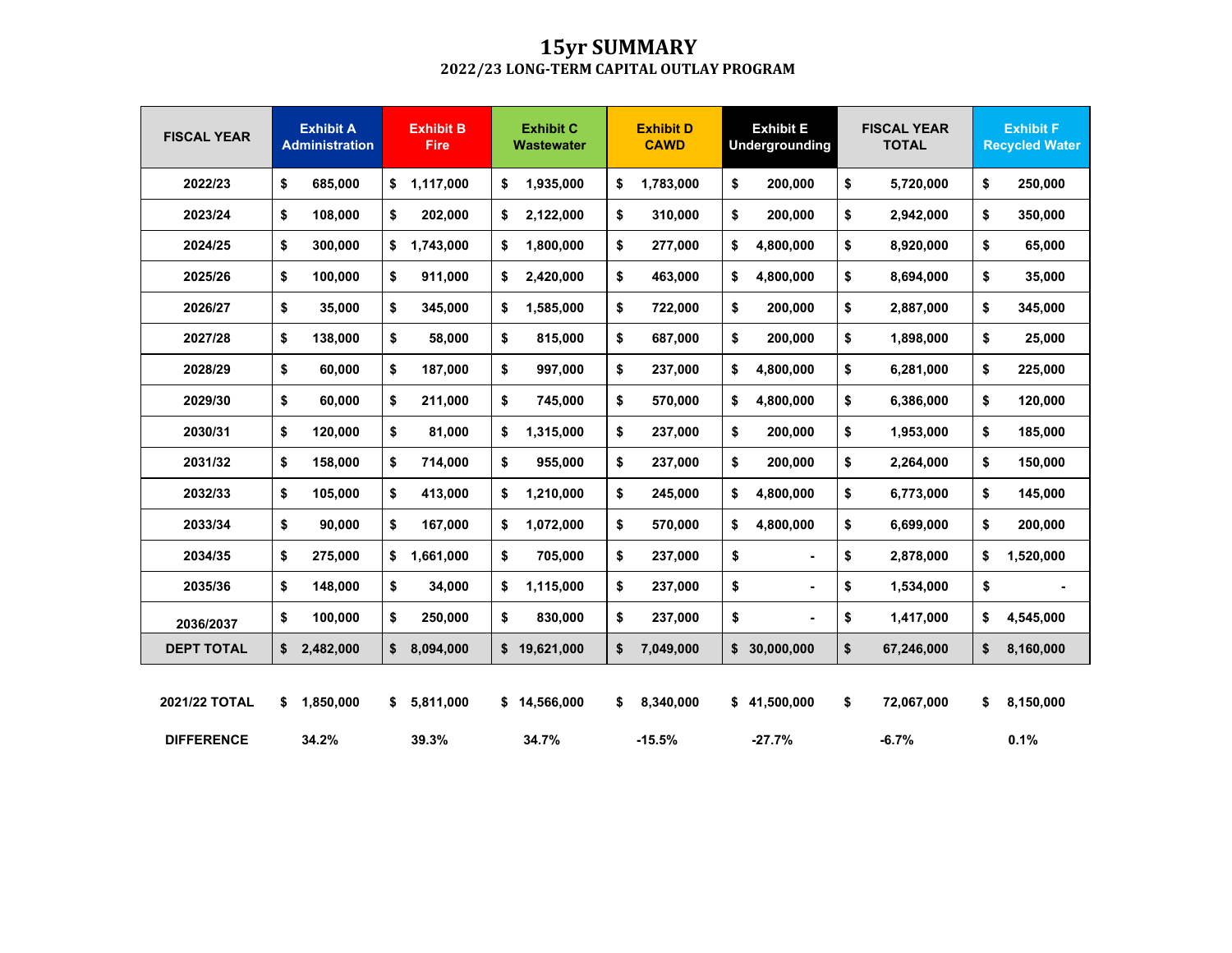# 15yr SUMMARY

## 2022/23 LONG-TERM CAPITAL OUTLAY PROGRAM

| FISCAL YEAR | Exhibit A Administration | Exhibit B Fire | Exhibit C Wastewater | Exhibit D CAWD | Exhibit E Undergrounding | FISCAL YEAR TOTAL | Exhibit F Recycled Water |
|---|---|---|---|---|---|---|---|
| 2022/23 | $ 685,000 | $ 1,117,000 | $ 1,935,000 | $ 1,783,000 | $ 200,000 | $ 5,720,000 | $ 250,000 |
| 2023/24 | $ 108,000 | $ 202,000 | $ 2,122,000 | $ 310,000 | $ 200,000 | $ 2,942,000 | $ 350,000 |
| 2024/25 | $ 300,000 | $ 1,743,000 | $ 1,800,000 | $ 277,000 | $ 4,800,000 | $ 8,920,000 | $ 65,000 |
| 2025/26 | $ 100,000 | $ 911,000 | $ 2,420,000 | $ 463,000 | $ 4,800,000 | $ 8,694,000 | $ 35,000 |
| 2026/27 | $ 35,000 | $ 345,000 | $ 1,585,000 | $ 722,000 | $ 200,000 | $ 2,887,000 | $ 345,000 |
| 2027/28 | $ 138,000 | $ 58,000 | $ 815,000 | $ 687,000 | $ 200,000 | $ 1,898,000 | $ 25,000 |
| 2028/29 | $ 60,000 | $ 187,000 | $ 997,000 | $ 237,000 | $ 4,800,000 | $ 6,281,000 | $ 225,000 |
| 2029/30 | $ 60,000 | $ 211,000 | $ 745,000 | $ 570,000 | $ 4,800,000 | $ 6,386,000 | $ 120,000 |
| 2030/31 | $ 120,000 | $ 81,000 | $ 1,315,000 | $ 237,000 | $ 200,000 | $ 1,953,000 | $ 185,000 |
| 2031/32 | $ 158,000 | $ 714,000 | $ 955,000 | $ 237,000 | $ 200,000 | $ 2,264,000 | $ 150,000 |
| 2032/33 | $ 105,000 | $ 413,000 | $ 1,210,000 | $ 245,000 | $ 4,800,000 | $ 6,773,000 | $ 145,000 |
| 2033/34 | $ 90,000 | $ 167,000 | $ 1,072,000 | $ 570,000 | $ 4,800,000 | $ 6,699,000 | $ 200,000 |
| 2034/35 | $ 275,000 | $ 1,661,000 | $ 705,000 | $ 237,000 | $ - | $ 2,878,000 | $ 1,520,000 |
| 2035/36 | $ 148,000 | $ 34,000 | $ 1,115,000 | $ 237,000 | $ - | $ 1,534,000 | $ - |
| 2036/2037 | $ 100,000 | $ 250,000 | $ 830,000 | $ 237,000 | $ - | $ 1,417,000 | $ 4,545,000 |
| DEPT TOTAL | $ 2,482,000 | $ 8,094,000 | $ 19,621,000 | $ 7,049,000 | $ 30,000,000 | $ 67,246,000 | $ 8,160,000 |
| | | | | | | | |
| 2021/22 TOTAL | $ 1,850,000 | $ 5,811,000 | $ 14,566,000 | $ 8,340,000 | $ 41,500,000 | $ 72,067,000 | $ 8,150,000 |
| DIFFERENCE | 34.2% | 39.3% | 34.7% | -15.5% | -27.7% | -6.7% | 0.1% |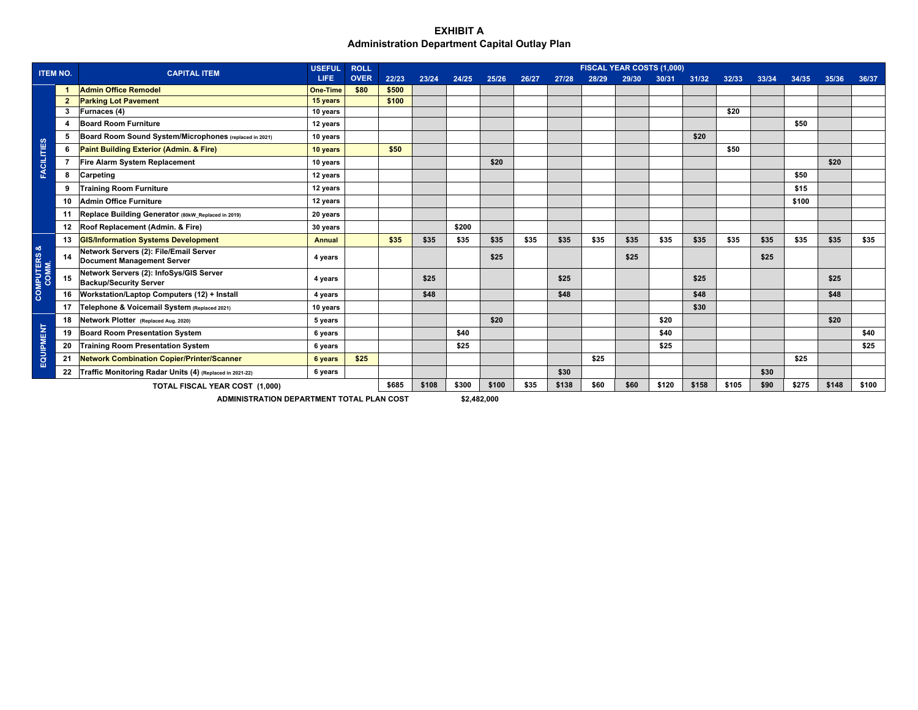# EXHIBIT A
## Administration Department Capital Outlay Plan

| ITEM NO. | | CAPITAL ITEM | USEFUL LIFE | ROLL OVER | FISCAL YEAR COSTS (1,000) | | | | | | | | | | | | | | |
|---|---|---|---|---|---|---|---|---|---|---|---|---|---|---|---|---|---|---|---|
| | | | | | 22/23 | 23/24 | 24/25 | 25/26 | 26/27 | 27/28 | 28/29 | 29/30 | 30/31 | 31/32 | 32/33 | 33/34 | 34/35 | 35/36 | 36/37 |
| FACILITIES | 1 | Admin Office Remodel | One-Time | $80 | $500 | | | | | | | | | | | | | | |
| | 2 | Parking Lot Pavement | 15 years | | $100 | | | | | | | | | | | | | | |
| | 3 | Furnaces (4) | 10 years | | | | | | | | | | | | $20 | | | | |
| | 4 | Board Room Furniture | 12 years | | | | | | | | | | | | | | $50 | | |
| | 5 | Board Room Sound System/Microphones (replaced in 2021) | 10 years | | | | | | | | | | | $20 | | | | | |
| | 6 | Paint Building Exterior (Admin. & Fire) | 10 years | | $50 | | | | | | | | | | $50 | | | | |
| | 7 | Fire Alarm System Replacement | 10 years | | | | | $20 | | | | | | | | | | $20 | |
| | 8 | Carpeting | 12 years | | | | | | | | | | | | | | $50 | | |
| | 9 | Training Room Furniture | 12 years | | | | | | | | | | | | | | $15 | | |
| | 10 | Admin Office Furniture | 12 years | | | | | | | | | | | | | | $100 | | |
| | 11 | Replace Building Generator (80kW_Replaced in 2019) | 20 years | | | | | | | | | | | | | | | | |
| | 12 | Roof Replacement (Admin. & Fire) | 30 years | | | | $200 | | | | | | | | | | | | |
| COMPUTERS & COMM. | 13 | GIS/Information Systems Development | Annual | | $35 | $35 | $35 | $35 | $35 | $35 | $35 | $35 | $35 | $35 | $35 | $35 | $35 | $35 | $35 |
| | 14 | Network Servers (2): File/Email Server Document Management Server | 4 years | | | | | $25 | | | | $25 | | | | $25 | | | |
| | 15 | Network Servers (2): InfoSys/GIS Server Backup/Security Server | 4 years | | | $25 | | | | $25 | | | | $25 | | | | $25 | |
| | 16 | Workstation/Laptop Computers (12) + Install | 4 years | | | $48 | | | | $48 | | | | $48 | | | | $48 | |
| | 17 | Telephone & Voicemail System (Replaced 2021) | 10 years | | | | | | | | | | | $30 | | | | | |
| EQUIPMENT | 18 | Network Plotter (Replaced Aug. 2020) | 5 years | | | | | $20 | | | | | $20 | | | | | $20 | |
| | 19 | Board Room Presentation System | 6 years | | | | $40 | | | | | | $40 | | | | | | $40 |
| | 20 | Training Room Presentation System | 6 years | | | | $25 | | | | | | $25 | | | | | | $25 |
| | 21 | Network Combination Copier/Printer/Scanner | 6 years | $25 | | | | | | | $25 | | | | | | $25 | | |
| | 22 | Traffic Monitoring Radar Units (4) (Replaced in 2021-22) | 6 years | | | | | | | $30 | | | | | | $30 | | | |
| | | TOTAL FISCAL YEAR COST (1,000) | | | $685 | $108 | $300 | $100 | $35 | $138 | $60 | $60 | $120 | $158 | $105 | $90 | $275 | $148 | $100 |

**ADMINISTRATION DEPARTMENT TOTAL PLAN COST** **$2,482,000**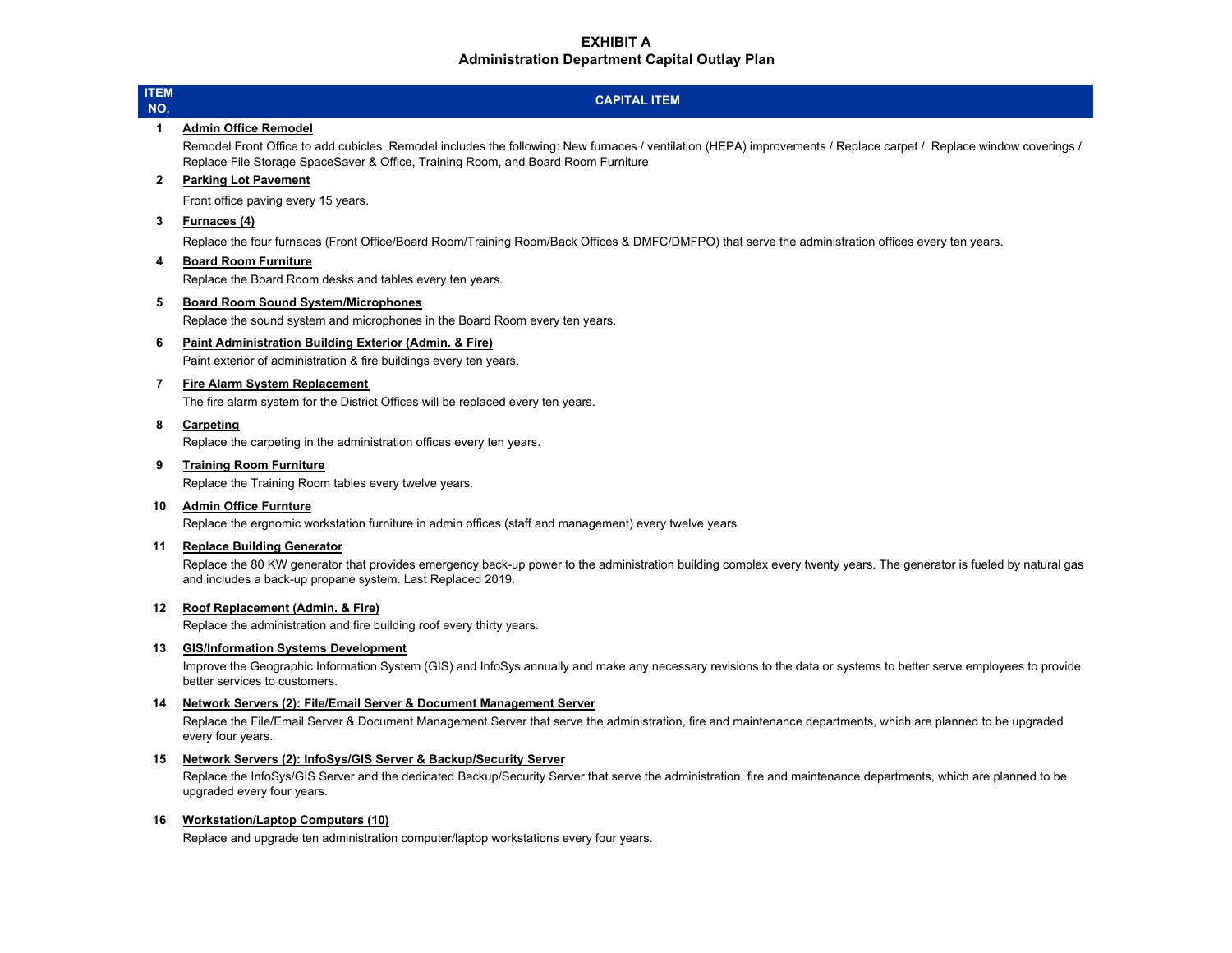# EXHIBIT A
## Administration Department Capital Outlay Plan

| ITEM NO. | CAPITAL ITEM |
|---|---|
| 1 | **Admin Office Remodel**<br>Remodel Front Office to add cubicles. Remodel includes the following: New furnaces / ventilation (HEPA) improvements / Replace carpet / Replace window coverings / Replace File Storage SpaceSaver & Office, Training Room, and Board Room Furniture |
| 2 | **Parking Lot Pavement**<br>Front office paving every 15 years. |
| 3 | **Furnaces (4)**<br>Replace the four furnaces (Front Office/Board Room/Training Room/Back Offices & DMFC/DMFPO) that serve the administration offices every ten years. |
| 4 | **Board Room Furniture**<br>Replace the Board Room desks and tables every ten years. |
| 5 | **Board Room Sound System/Microphones**<br>Replace the sound system and microphones in the Board Room every ten years. |
| 6 | **Paint Administration Building Exterior (Admin. & Fire)**<br>Paint exterior of administration & fire buildings every ten years. |
| 7 | **Fire Alarm System Replacement**<br>The fire alarm system for the District Offices will be replaced every ten years. |
| 8 | **Carpeting**<br>Replace the carpeting in the administration offices every ten years. |
| 9 | **Training Room Furniture**<br>Replace the Training Room tables every twelve years. |
| 10 | **Admin Office Furnture**<br>Replace the ergnomic workstation furniture in admin offices (staff and management) every twelve years |
| 11 | **Replace Building Generator**<br>Replace the 80 KW generator that provides emergency back-up power to the administration building complex every twenty years. The generator is fueled by natural gas and includes a back-up propane system. Last Replaced 2019. |
| 12 | **Roof Replacement (Admin. & Fire)**<br>Replace the administration and fire building roof every thirty years. |
| 13 | **GIS/Information Systems Development**<br>Improve the Geographic Information System (GIS) and InfoSys annually and make any necessary revisions to the data or systems to better serve employees to provide better services to customers. |
| 14 | **Network Servers (2): File/Email Server & Document Management Server**<br>Replace the File/Email Server & Document Management Server that serve the administration, fire and maintenance departments, which are planned to be upgraded every four years. |
| 15 | **Network Servers (2): InfoSys/GIS Server & Backup/Security Server**<br>Replace the InfoSys/GIS Server and the dedicated Backup/Security Server that serve the administration, fire and maintenance departments, which are planned to be upgraded every four years. |
| 16 | **Workstation/Laptop Computers (10)**<br>Replace and upgrade ten administration computer/laptop workstations every four years. |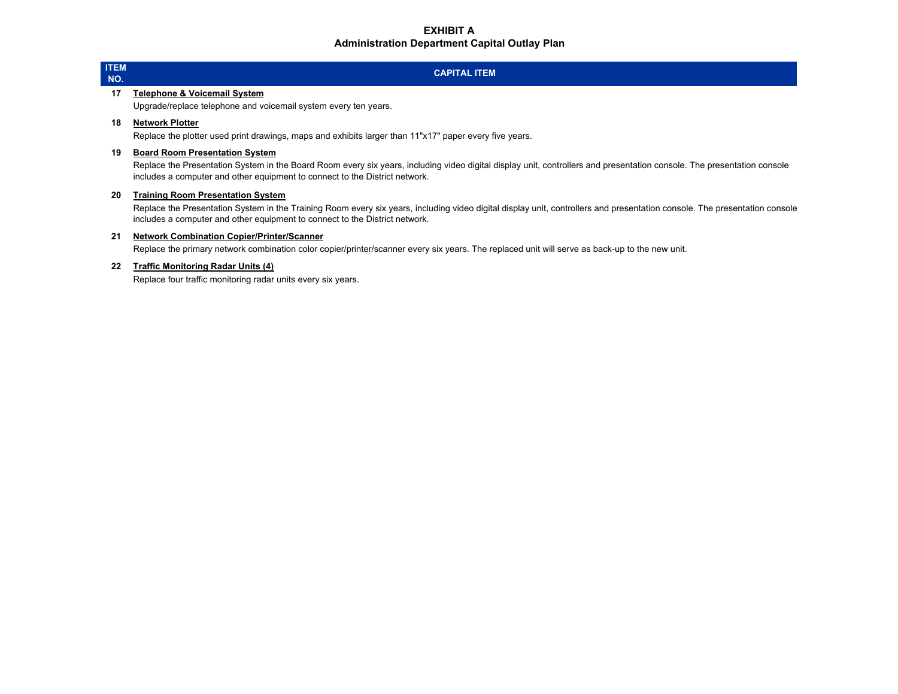# EXHIBIT A
## Administration Department Capital Outlay Plan

| ITEM NO. | CAPITAL ITEM |
|---|---|
| 17 | **Telephone & Voicemail System**<br>Upgrade/replace telephone and voicemail system every ten years. |
| 18 | **Network Plotter**<br>Replace the plotter used print drawings, maps and exhibits larger than 11"x17" paper every five years. |
| 19 | **Board Room Presentation System**<br>Replace the Presentation System in the Board Room every six years, including video digital display unit, controllers and presentation console. The presentation console includes a computer and other equipment to connect to the District network. |
| 20 | **Training Room Presentation System**<br>Replace the Presentation System in the Training Room every six years, including video digital display unit, controllers and presentation console. The presentation console includes a computer and other equipment to connect to the District network. |
| 21 | **Network Combination Copier/Printer/Scanner**<br>Replace the primary network combination color copier/printer/scanner every six years. The replaced unit will serve as back-up to the new unit. |
| 22 | **Traffic Monitoring Radar Units (4)**<br>Replace four traffic monitoring radar units every six years. |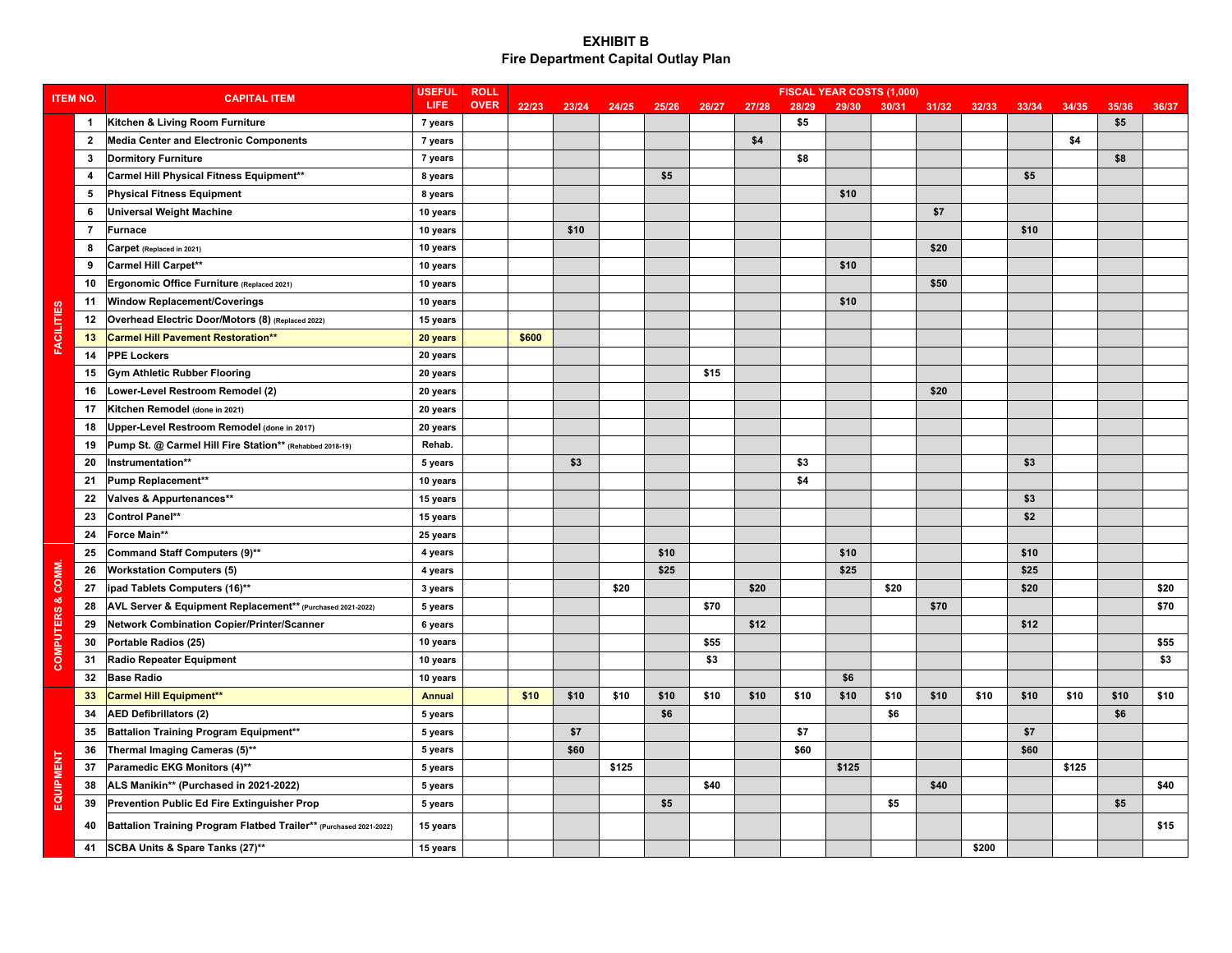# EXHIBIT B
## Fire Department Capital Outlay Plan

| ITEM NO. | | CAPITAL ITEM | USEFUL LIFE | ROLL OVER | FISCAL YEAR COSTS (1,000) | | | | | | | | | | | | | | |
|---|---|---|---|---|---|---|---|---|---|---|---|---|---|---|---|---|---|---|---|
| | | | | | 22/23 | 23/24 | 24/25 | 25/26 | 26/27 | 27/28 | 28/29 | 29/30 | 30/31 | 31/32 | 32/33 | 33/34 | 34/35 | 35/36 | 36/37 |
| FACILITIES | 1 | Kitchen & Living Room Furniture | 7 years | | | | | | | | $5 | | | | | | | $5 | |
| | 2 | Media Center and Electronic Components | 7 years | | | | | | | $4 | | | | | | | $4 | | |
| | 3 | Dormitory Furniture | 7 years | | | | | | | | $8 | | | | | | | $8 | |
| | 4 | Carmel Hill Physical Fitness Equipment** | 8 years | | | | | $5 | | | | | | | | $5 | | | |
| | 5 | Physical Fitness Equipment | 8 years | | | | | | | | | $10 | | | | | | | |
| | 6 | Universal Weight Machine | 10 years | | | | | | | | | | | $7 | | | | | |
| | 7 | Furnace | 10 years | | | $10 | | | | | | | | | | $10 | | | |
| | 8 | Carpet (Replaced in 2021) | 10 years | | | | | | | | | | | $20 | | | | | |
| | 9 | Carmel Hill Carpet** | 10 years | | | | | | | | | $10 | | | | | | | |
| | 10 | Ergonomic Office Furniture (Replaced 2021) | 10 years | | | | | | | | | | | $50 | | | | | |
| | 11 | Window Replacement/Coverings | 10 years | | | | | | | | | $10 | | | | | | | |
| | 12 | Overhead Electric Door/Motors (8) (Replaced 2022) | 15 years | | | | | | | | | | | | | | | | |
| | 13 | Carmel Hill Pavement Restoration** | 20 years | | $600 | | | | | | | | | | | | | | |
| | 14 | PPE Lockers | 20 years | | | | | | | | | | | | | | | | |
| | 15 | Gym Athletic Rubber Flooring | 20 years | | | | | | $15 | | | | | | | | | | |
| | 16 | Lower-Level Restroom Remodel (2) | 20 years | | | | | | | | | | | $20 | | | | | |
| | 17 | Kitchen Remodel (done in 2021) | 20 years | | | | | | | | | | | | | | | | |
| | 18 | Upper-Level Restroom Remodel (done in 2017) | 20 years | | | | | | | | | | | | | | | | |
| | 19 | Pump St. @ Carmel Hill Fire Station** (Rehabbed 2018-19) | Rehab. | | | | | | | | | | | | | | | | |
| | 20 | Instrumentation** | 5 years | | | $3 | | | | | $3 | | | | | $3 | | | |
| | 21 | Pump Replacement** | 10 years | | | | | | | | $4 | | | | | | | | |
| | 22 | Valves & Appurtenances** | 15 years | | | | | | | | | | | | | $3 | | | |
| | 23 | Control Panel** | 15 years | | | | | | | | | | | | | $2 | | | |
| | 24 | Force Main** | 25 years | | | | | | | | | | | | | | | | |
| COMPUTERS & COMM. | 25 | Command Staff Computers (9)** | 4 years | | | | | $10 | | | | $10 | | | | $10 | | | |
| | 26 | Workstation Computers (5) | 4 years | | | | | $25 | | | | $25 | | | | $25 | | | |
| | 27 | ipad Tablets Computers (16)** | 3 years | | | | $20 | | | $20 | | | $20 | | | $20 | | | $20 |
| | 28 | AVL Server & Equipment Replacement** (Purchased 2021-2022) | 5 years | | | | | | $70 | | | | | $70 | | | | | $70 |
| | 29 | Network Combination Copier/Printer/Scanner | 6 years | | | | | | | $12 | | | | | | $12 | | | |
| | 30 | Portable Radios (25) | 10 years | | | | | | $55 | | | | | | | | | | $55 |
| | 31 | Radio Repeater Equipment | 10 years | | | | | | $3 | | | | | | | | | | $3 |
| | 32 | Base Radio | 10 years | | | | | | | | | $6 | | | | | | | |
| EQUIPMENT | 33 | Carmel Hill Equipment** | Annual | | $10 | $10 | $10 | $10 | $10 | $10 | $10 | $10 | $10 | $10 | $10 | $10 | $10 | $10 | $10 |
| | 34 | AED Defibrillators (2) | 5 years | | | | | $6 | | | | | $6 | | | | | $6 | |
| | 35 | Battalion Training Program Equipment** | 5 years | | | $7 | | | | | $7 | | | | | $7 | | | |
| | 36 | Thermal Imaging Cameras (5)** | 5 years | | | $60 | | | | | $60 | | | | | $60 | | | |
| | 37 | Paramedic EKG Monitors (4)** | 5 years | | | | $125 | | | | | $125 | | | | | $125 | | |
| | 38 | ALS Manikin** (Purchased in 2021-2022) | 5 years | | | | | | $40 | | | | | $40 | | | | | $40 |
| | 39 | Prevention Public Ed Fire Extinguisher Prop | 5 years | | | | | $5 | | | | | $5 | | | | | $5 | |
| | 40 | Battalion Training Program Flatbed Trailer** (Purchased 2021-2022) | 15 years | | | | | | | | | | | | | | | | $15 |
| | 41 | SCBA Units & Spare Tanks (27)** | 15 years | | | | | | | | | | | | $200 | | | | |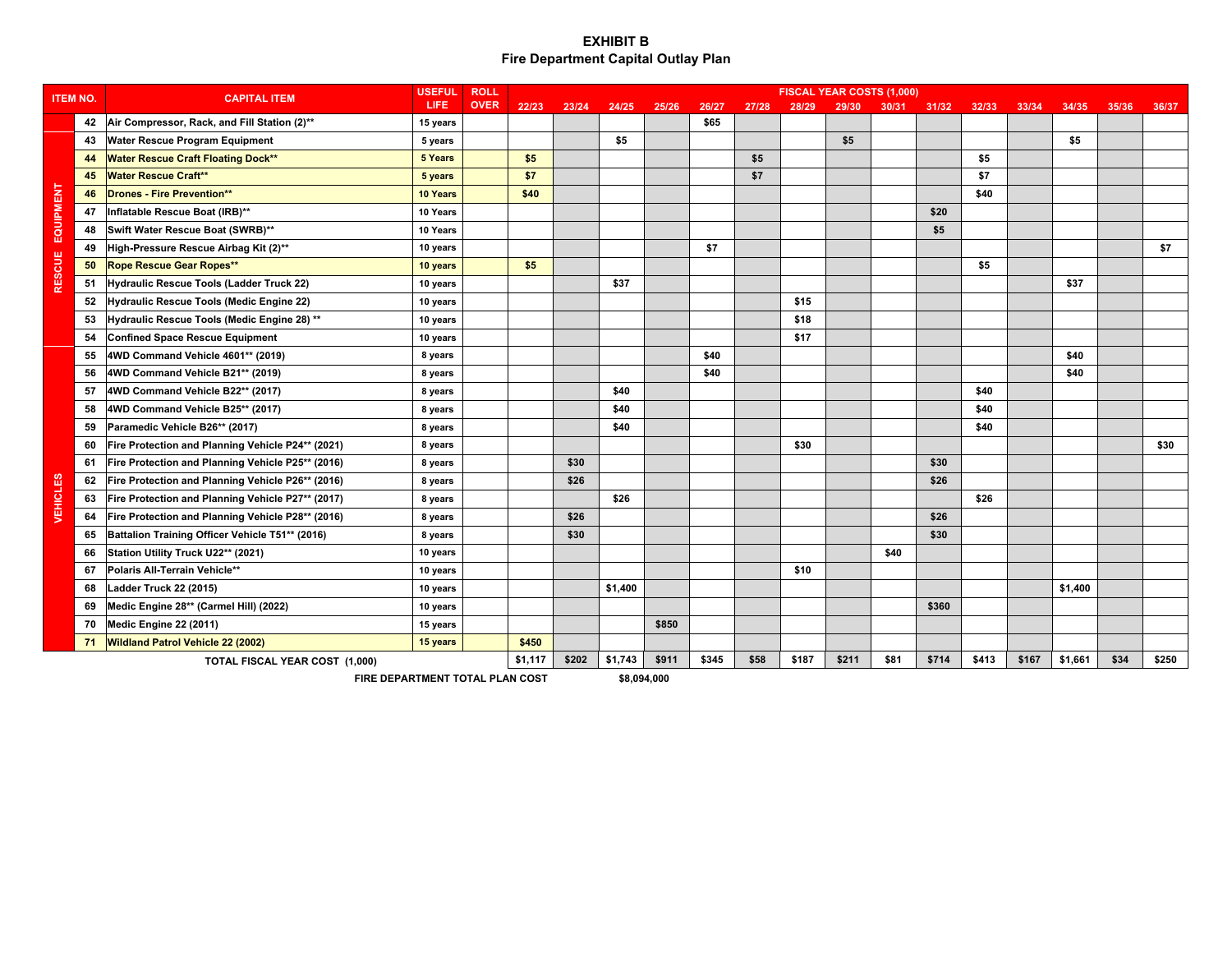# EXHIBIT B

## Fire Department Capital Outlay Plan

| ITEM NO. | | CAPITAL ITEM | USEFUL LIFE | ROLL OVER | FISCAL YEAR COSTS (1,000) | | | | | | | | | | | | | | |
|---|---|---|---|---|---|---|---|---|---|---|---|---|---|---|---|---|---|---|---|
| | | | | | 22/23 | 23/24 | 24/25 | 25/26 | 26/27 | 27/28 | 28/29 | 29/30 | 30/31 | 31/32 | 32/33 | 33/34 | 34/35 | 35/36 | 36/37 |
| | 42 | Air Compressor, Rack, and Fill Station (2)** | 15 years | | | | | | $65 | | | | | | | | | | |
| RESCUE EQUIPMENT | 43 | Water Rescue Program Equipment | 5 years | | | | $5 | | | | | $5 | | | | | $5 | | |
| | 44 | Water Rescue Craft Floating Dock** | 5 Years | | $5 | | | | | $5 | | | | | $5 | | | | |
| | 45 | Water Rescue Craft** | 5 years | | $7 | | | | | $7 | | | | | $7 | | | | |
| | 46 | Drones - Fire Prevention** | 10 Years | | $40 | | | | | | | | | | $40 | | | | |
| | 47 | Inflatable Rescue Boat (IRB)** | 10 Years | | | | | | | | | | | $20 | | | | | |
| | 48 | Swift Water Rescue Boat (SWRB)** | 10 Years | | | | | | | | | | | $5 | | | | | |
| | 49 | High-Pressure Rescue Airbag Kit (2)** | 10 years | | | | | | $7 | | | | | | | | | | $7 |
| | 50 | Rope Rescue Gear Ropes** | 10 years | | $5 | | | | | | | | | | $5 | | | | |
| | 51 | Hydraulic Rescue Tools (Ladder Truck 22) | 10 years | | | | $37 | | | | | | | | | | $37 | | |
| | 52 | Hydraulic Rescue Tools (Medic Engine 22) | 10 years | | | | | | | | $15 | | | | | | | | |
| | 53 | Hydraulic Rescue Tools (Medic Engine 28) ** | 10 years | | | | | | | | $18 | | | | | | | | |
| | 54 | Confined Space Rescue Equipment | 10 years | | | | | | | | $17 | | | | | | | | |
| VEHICLES | 55 | 4WD Command Vehicle 4601** (2019) | 8 years | | | | | | $40 | | | | | | | | $40 | | |
| | 56 | 4WD Command Vehicle B21** (2019) | 8 years | | | | | | $40 | | | | | | | | $40 | | |
| | 57 | 4WD Command Vehicle B22** (2017) | 8 years | | | | $40 | | | | | | | | $40 | | | | |
| | 58 | 4WD Command Vehicle B25** (2017) | 8 years | | | | $40 | | | | | | | | $40 | | | | |
| | 59 | Paramedic Vehicle B26** (2017) | 8 years | | | | $40 | | | | | | | | $40 | | | | |
| | 60 | Fire Protection and Planning Vehicle P24** (2021) | 8 years | | | | | | | | $30 | | | | | | | | $30 |
| | 61 | Fire Protection and Planning Vehicle P25** (2016) | 8 years | | | $30 | | | | | | | | $30 | | | | | |
| | 62 | Fire Protection and Planning Vehicle P26** (2016) | 8 years | | | $26 | | | | | | | | $26 | | | | | |
| | 63 | Fire Protection and Planning Vehicle P27** (2017) | 8 years | | | | $26 | | | | | | | | $26 | | | | |
| | 64 | Fire Protection and Planning Vehicle P28** (2016) | 8 years | | | $26 | | | | | | | | $26 | | | | | |
| | 65 | Battalion Training Officer Vehicle T51** (2016) | 8 years | | | $30 | | | | | | | | $30 | | | | | |
| | 66 | Station Utility Truck U22** (2021) | 10 years | | | | | | | | | | $40 | | | | | | |
| | 67 | Polaris All-Terrain Vehicle** | 10 years | | | | | | | | $10 | | | | | | | | |
| | 68 | Ladder Truck 22 (2015) | 10 years | | | | $1,400 | | | | | | | | | | $1,400 | | |
| | 69 | Medic Engine 28** (Carmel Hill) (2022) | 10 years | | | | | | | | | | | $360 | | | | | |
| | 70 | Medic Engine 22 (2011) | 15 years | | | | | $850 | | | | | | | | | | | |
| | 71 | Wildland Patrol Vehicle 22 (2002) | 15 years | | $450 | | | | | | | | | | | | | | |
| TOTAL FISCAL YEAR COST (1,000) | | | | | $1,117 | $202 | $1,743 | $911 | $345 | $58 | $187 | $211 | $81 | $714 | $413 | $167 | $1,661 | $34 | $250 |

**FIRE DEPARTMENT TOTAL PLAN COST** $8,094,000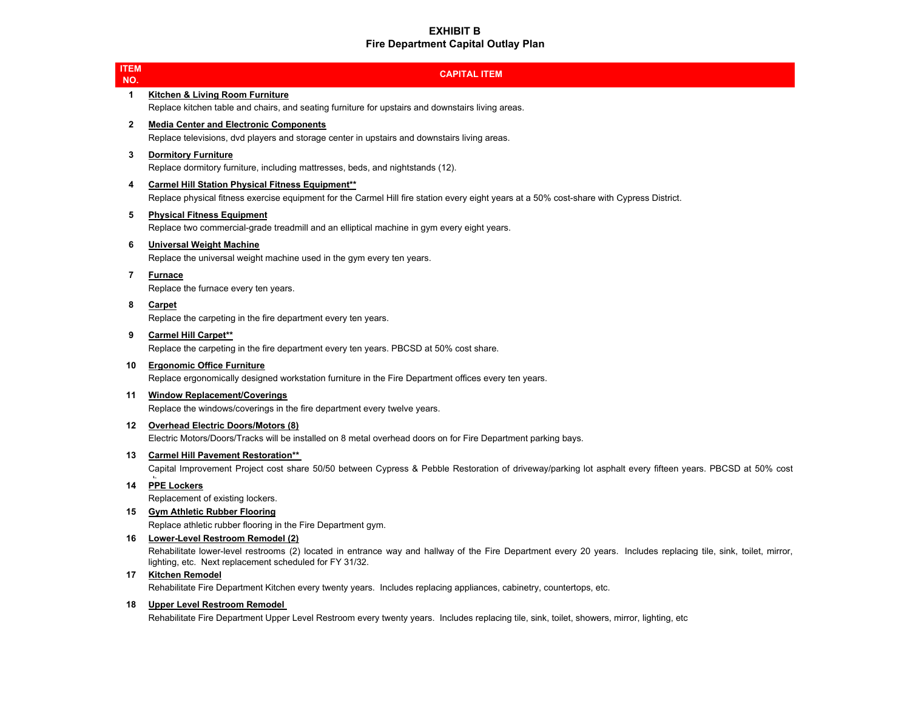# EXHIBIT B
## Fire Department Capital Outlay Plan

| ITEM NO. | CAPITAL ITEM |
| --- | --- |
| 1 | **Kitchen & Living Room Furniture**<br>Replace kitchen table and chairs, and seating furniture for upstairs and downstairs living areas. |
| 2 | **Media Center and Electronic Components**<br>Replace televisions, dvd players and storage center in upstairs and downstairs living areas. |
| 3 | **Dormitory Furniture**<br>Replace dormitory furniture, including mattresses, beds, and nightstands (12). |
| 4 | **Carmel Hill Station Physical Fitness Equipment****<br>Replace physical fitness exercise equipment for the Carmel Hill fire station every eight years at a 50% cost-share with Cypress District. |
| 5 | **Physical Fitness Equipment**<br>Replace two commercial-grade treadmill and an elliptical machine in gym every eight years. |
| 6 | **Universal Weight Machine**<br>Replace the universal weight machine used in the gym every ten years. |
| 7 | **Furnace**<br>Replace the furnace every ten years. |
| 8 | **Carpet**<br>Replace the carpeting in the fire department every ten years. |
| 9 | **Carmel Hill Carpet****<br>Replace the carpeting in the fire department every ten years. PBCSD at 50% cost share. |
| 10 | **Ergonomic Office Furniture**<br>Replace ergonomically designed workstation furniture in the Fire Department offices every ten years. |
| 11 | **Window Replacement/Coverings**<br>Replace the windows/coverings in the fire department every twelve years. |
| 12 | **Overhead Electric Doors/Motors (8)**<br>Electric Motors/Doors/Tracks will be installed on 8 metal overhead doors on for Fire Department parking bays. |
| 13 | **Carmel Hill Pavement Restoration****<br>Capital Improvement Project cost share 50/50 between Cypress & Pebble Restoration of driveway/parking lot asphalt every fifteen years. PBCSD at 50% cost |
| 14 | **PPE Lockers**<br>Replacement of existing lockers. |
| 15 | **Gym Athletic Rubber Flooring**<br>Replace athletic rubber flooring in the Fire Department gym. |
| 16 | **Lower-Level Restroom Remodel (2)**<br>Rehabilitate lower-level restrooms (2) located in entrance way and hallway of the Fire Department every 20 years. Includes replacing tile, sink, toilet, mirror, lighting, etc. Next replacement scheduled for FY 31/32. |
| 17 | **Kitchen Remodel**<br>Rehabilitate Fire Department Kitchen every twenty years. Includes replacing appliances, cabinetry, countertops, etc. |
| 18 | **Upper Level Restroom Remodel**<br>Rehabilitate Fire Department Upper Level Restroom every twenty years. Includes replacing tile, sink, toilet, showers, mirror, lighting, etc |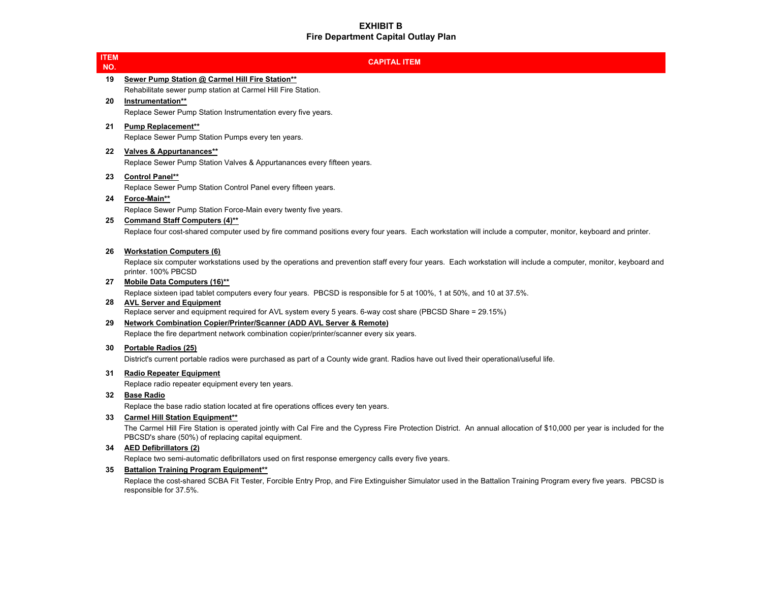# EXHIBIT B
## Fire Department Capital Outlay Plan

| ITEM NO. | CAPITAL ITEM |
|---|---|
| 19 | **Sewer Pump Station @ Carmel Hill Fire Station**** <br> Rehabilitate sewer pump station at Carmel Hill Fire Station. |
| 20 | **Instrumentation**** <br> Replace Sewer Pump Station Instrumentation every five years. |
| 21 | **Pump Replacement**** <br> Replace Sewer Pump Station Pumps every ten years. |
| 22 | **Valves & Appurtanances**** <br> Replace Sewer Pump Station Valves & Appurtanances every fifteen years. |
| 23 | **Control Panel**** <br> Replace Sewer Pump Station Control Panel every fifteen years. |
| 24 | **Force-Main**** <br> Replace Sewer Pump Station Force-Main every twenty five years. |
| 25 | **Command Staff Computers (4)**** <br> Replace four cost-shared computer used by fire command positions every four years. Each workstation will include a computer, monitor, keyboard and printer. |
| 26 | **Workstation Computers (6)** <br> Replace six computer workstations used by the operations and prevention staff every four years. Each workstation will include a computer, monitor, keyboard and printer. 100% PBCSD |
| 27 | **Mobile Data Computers (16)**** <br> Replace sixteen ipad tablet computers every four years. PBCSD is responsible for 5 at 100%, 1 at 50%, and 10 at 37.5%. |
| 28 | **AVL Server and Equipment** <br> Replace server and equipment required for AVL system every 5 years. 6-way cost share (PBCSD Share = 29.15%) |
| 29 | **Network Combination Copier/Printer/Scanner (ADD AVL Server & Remote)** <br> Replace the fire department network combination copier/printer/scanner every six years. |
| 30 | **Portable Radios (25)** <br> District's current portable radios were purchased as part of a County wide grant. Radios have out lived their operational/useful life. |
| 31 | **Radio Repeater Equipment** <br> Replace radio repeater equipment every ten years. |
| 32 | **Base Radio** <br> Replace the base radio station located at fire operations offices every ten years. |
| 33 | **Carmel Hill Station Equipment**** <br> The Carmel Hill Fire Station is operated jointly with Cal Fire and the Cypress Fire Protection District. An annual allocation of $10,000 per year is included for the PBCSD's share (50%) of replacing capital equipment. |
| 34 | **AED Defibrillators (2)** <br> Replace two semi-automatic defibrillators used on first response emergency calls every five years. |
| 35 | **Battalion Training Program Equipment**** <br> Replace the cost-shared SCBA Fit Tester, Forcible Entry Prop, and Fire Extinguisher Simulator used in the Battalion Training Program every five years. PBCSD is responsible for 37.5%. |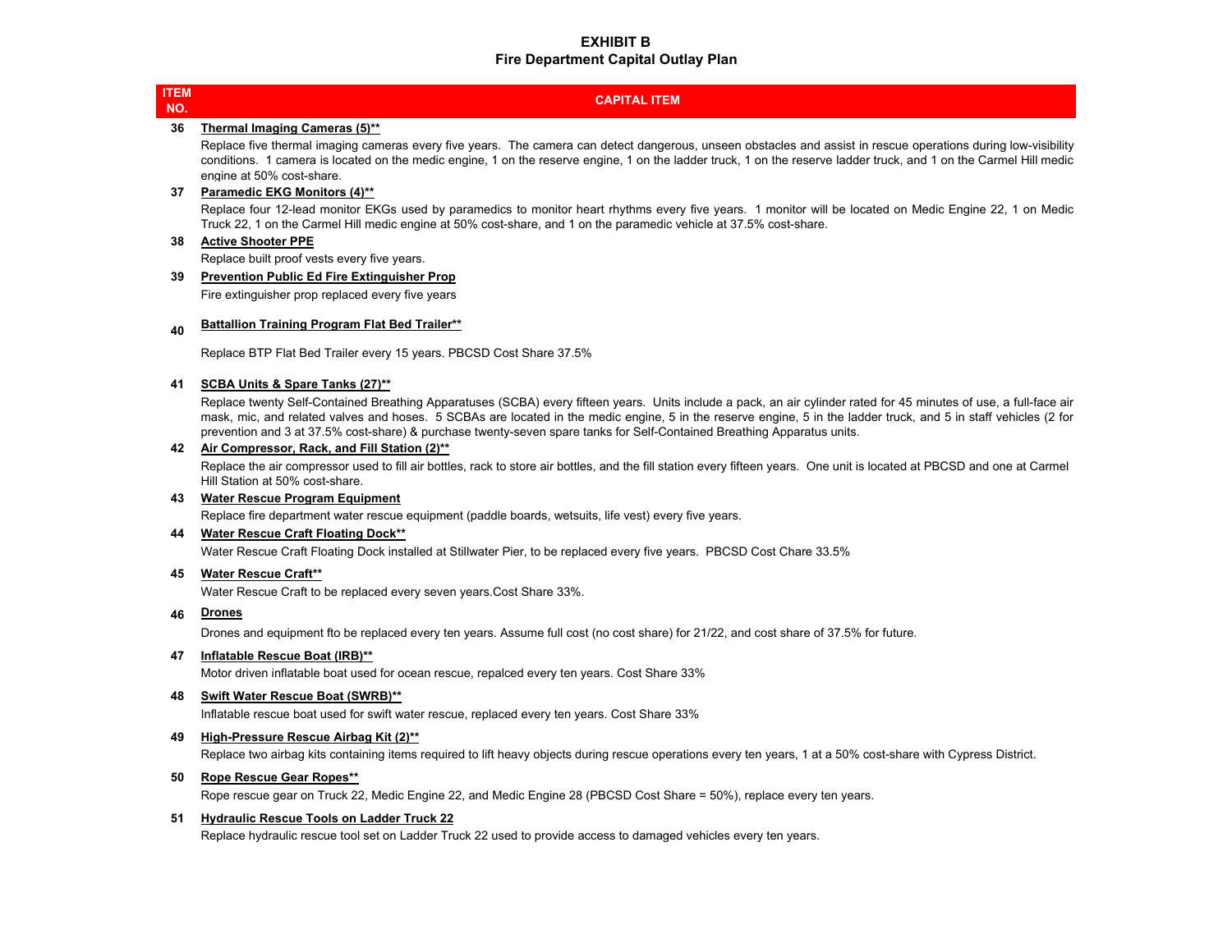# EXHIBIT B
## Fire Department Capital Outlay Plan

| ITEM NO. | CAPITAL ITEM |
|---|---|
| 36 | **<u>Thermal Imaging Cameras (5)**</u><br>Replace five thermal imaging cameras every five years. The camera can detect dangerous, unseen obstacles and assist in rescue operations during low-visibility conditions. 1 camera is located on the medic engine, 1 on the reserve engine, 1 on the ladder truck, 1 on the reserve ladder truck, and 1 on the Carmel Hill medic engine at 50% cost-share. |
| 37 | **<u>Paramedic EKG Monitors (4)**</u><br>Replace four 12-lead monitor EKGs used by paramedics to monitor heart rhythms every five years. 1 monitor will be located on Medic Engine 22, 1 on Medic Truck 22, 1 on the Carmel Hill medic engine at 50% cost-share, and 1 on the paramedic vehicle at 37.5% cost-share. |
| 38 | **<u>Active Shooter PPE</u>**<br>Replace built proof vests every five years. |
| 39 | **<u>Prevention Public Ed Fire Extinguisher Prop</u>**<br>Fire extinguisher prop replaced every five years |
| 40 | **<u>Battallion Training Program Flat Bed Trailer**</u><br>Replace BTP Flat Bed Trailer every 15 years. PBCSD Cost Share 37.5% |
| 41 | **<u>SCBA Units & Spare Tanks (27)**</u><br>Replace twenty Self-Contained Breathing Apparatuses (SCBA) every fifteen years. Units include a pack, an air cylinder rated for 45 minutes of use, a full-face air mask, mic, and related valves and hoses. 5 SCBAs are located in the medic engine, 5 in the reserve engine, 5 in the ladder truck, and 5 in staff vehicles (2 for prevention and 3 at 37.5% cost-share) & purchase twenty-seven spare tanks for Self-Contained Breathing Apparatus units. |
| 42 | **<u>Air Compressor, Rack, and Fill Station (2)**</u><br>Replace the air compressor used to fill air bottles, rack to store air bottles, and the fill station every fifteen years. One unit is located at PBCSD and one at Carmel Hill Station at 50% cost-share. |
| 43 | **<u>Water Rescue Program Equipment</u>**<br>Replace fire department water rescue equipment (paddle boards, wetsuits, life vest) every five years. |
| 44 | **<u>Water Rescue Craft Floating Dock**</u><br>Water Rescue Craft Floating Dock installed at Stillwater Pier, to be replaced every five years. PBCSD Cost Chare 33.5% |
| 45 | **<u>Water Rescue Craft**</u><br>Water Rescue Craft to be replaced every seven years.Cost Share 33%. |
| 46 | **<u>Drones</u>**<br>Drones and equipment fto be replaced every ten years. Assume full cost (no cost share) for 21/22, and cost share of 37.5% for future. |
| 47 | **<u>Inflatable Rescue Boat (IRB)**</u><br>Motor driven inflatable boat used for ocean rescue, repalced every ten years. Cost Share 33% |
| 48 | **<u>Swift Water Rescue Boat (SWRB)**</u><br>Inflatable rescue boat used for swift water rescue, replaced every ten years. Cost Share 33% |
| 49 | **<u>High-Pressure Rescue Airbag Kit (2)**</u><br>Replace two airbag kits containing items required to lift heavy objects during rescue operations every ten years, 1 at a 50% cost-share with Cypress District. |
| 50 | **<u>Rope Rescue Gear Ropes**</u><br>Rope rescue gear on Truck 22, Medic Engine 22, and Medic Engine 28 (PBCSD Cost Share = 50%), replace every ten years. |
| 51 | **<u>Hydraulic Rescue Tools on Ladder Truck 22</u>**<br>Replace hydraulic rescue tool set on Ladder Truck 22 used to provide access to damaged vehicles every ten years. |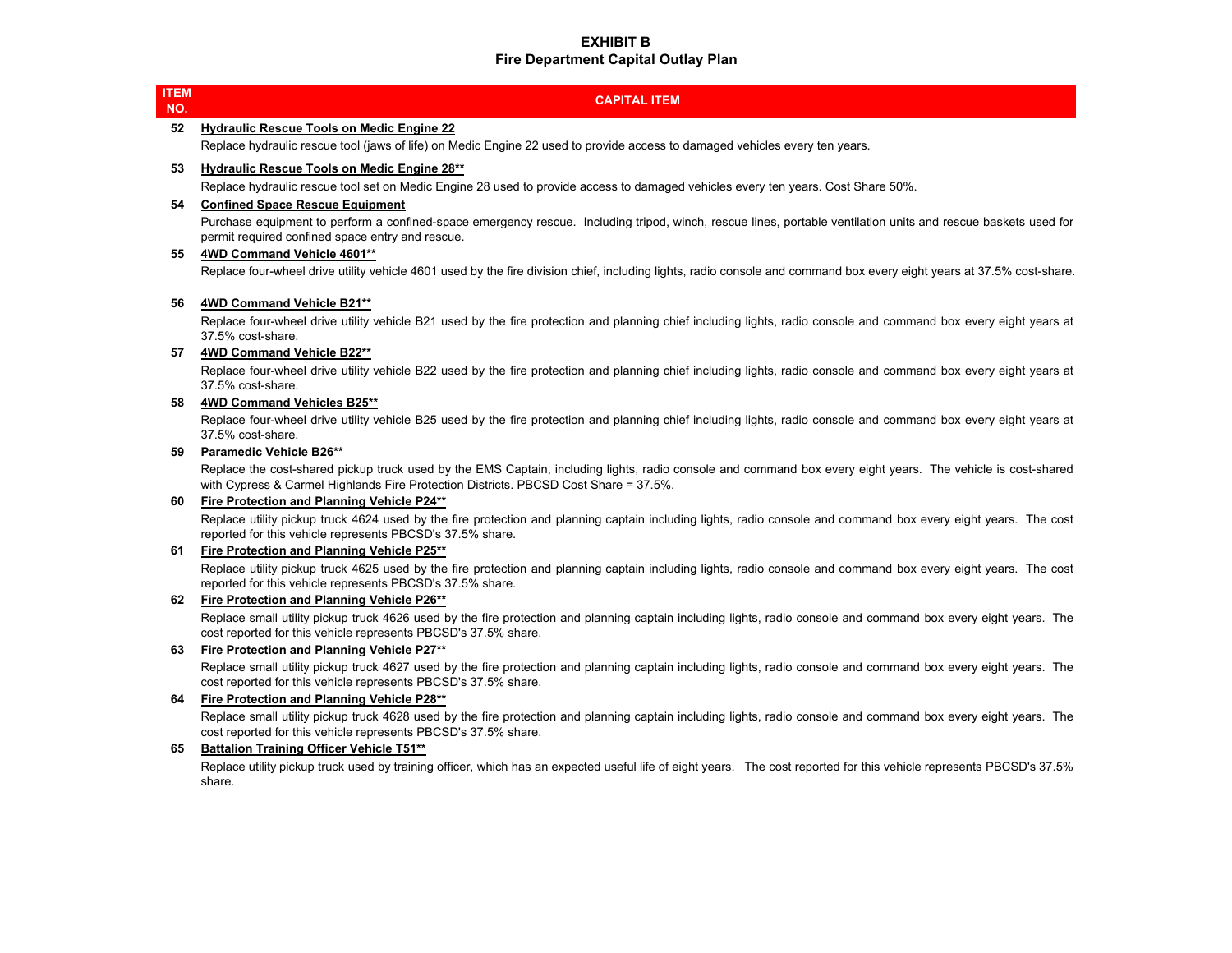# EXHIBIT B
## Fire Department Capital Outlay Plan

| ITEM NO. | CAPITAL ITEM |
|---|---|
| 52 | **Hydraulic Rescue Tools on Medic Engine 22**<br>Replace hydraulic rescue tool (jaws of life) on Medic Engine 22 used to provide access to damaged vehicles every ten years. |
| 53 | **Hydraulic Rescue Tools on Medic Engine 28\*\***<br>Replace hydraulic rescue tool set on Medic Engine 28 used to provide access to damaged vehicles every ten years. Cost Share 50%. |
| 54 | **Confined Space Rescue Equipment**<br>Purchase equipment to perform a confined-space emergency rescue. Including tripod, winch, rescue lines, portable ventilation units and rescue baskets used for permit required confined space entry and rescue. |
| 55 | **4WD Command Vehicle 4601\*\***<br>Replace four-wheel drive utility vehicle 4601 used by the fire division chief, including lights, radio console and command box every eight years at 37.5% cost-share. |
| 56 | **4WD Command Vehicle B21\*\***<br>Replace four-wheel drive utility vehicle B21 used by the fire protection and planning chief including lights, radio console and command box every eight years at 37.5% cost-share. |
| 57 | **4WD Command Vehicle B22\*\***<br>Replace four-wheel drive utility vehicle B22 used by the fire protection and planning chief including lights, radio console and command box every eight years at 37.5% cost-share. |
| 58 | **4WD Command Vehicles B25\*\***<br>Replace four-wheel drive utility vehicle B25 used by the fire protection and planning chief including lights, radio console and command box every eight years at 37.5% cost-share. |
| 59 | **Paramedic Vehicle B26\*\***<br>Replace the cost-shared pickup truck used by the EMS Captain, including lights, radio console and command box every eight years. The vehicle is cost-shared with Cypress & Carmel Highlands Fire Protection Districts. PBCSD Cost Share = 37.5%. |
| 60 | **Fire Protection and Planning Vehicle P24\*\***<br>Replace utility pickup truck 4624 used by the fire protection and planning captain including lights, radio console and command box every eight years. The cost reported for this vehicle represents PBCSD's 37.5% share. |
| 61 | **Fire Protection and Planning Vehicle P25\*\***<br>Replace utility pickup truck 4625 used by the fire protection and planning captain including lights, radio console and command box every eight years. The cost reported for this vehicle represents PBCSD's 37.5% share. |
| 62 | **Fire Protection and Planning Vehicle P26\*\***<br>Replace small utility pickup truck 4626 used by the fire protection and planning captain including lights, radio console and command box every eight years. The cost reported for this vehicle represents PBCSD's 37.5% share. |
| 63 | **Fire Protection and Planning Vehicle P27\*\***<br>Replace small utility pickup truck 4627 used by the fire protection and planning captain including lights, radio console and command box every eight years. The cost reported for this vehicle represents PBCSD's 37.5% share. |
| 64 | **Fire Protection and Planning Vehicle P28\*\***<br>Replace small utility pickup truck 4628 used by the fire protection and planning captain including lights, radio console and command box every eight years. The cost reported for this vehicle represents PBCSD's 37.5% share. |
| 65 | **Battalion Training Officer Vehicle T51\*\***<br>Replace utility pickup truck used by training officer, which has an expected useful life of eight years. The cost reported for this vehicle represents PBCSD's 37.5% share. |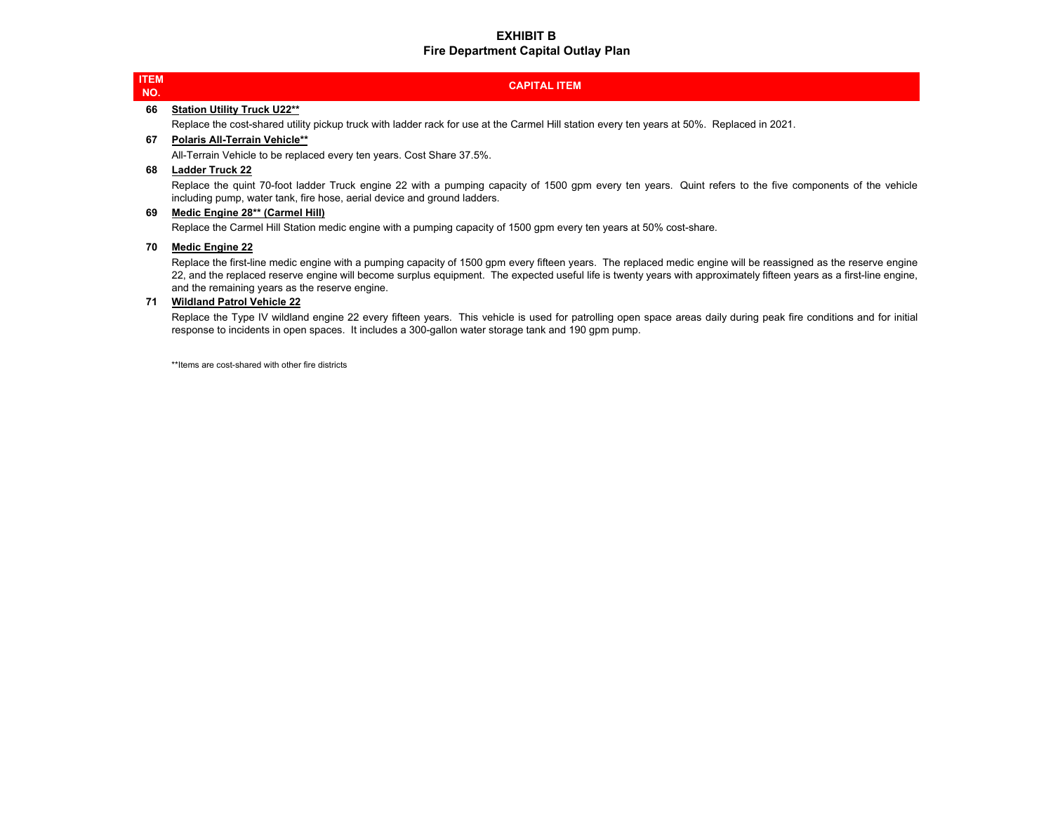# EXHIBIT B
## Fire Department Capital Outlay Plan

| ITEM NO. | CAPITAL ITEM |
|---|---|
| **66** | **Station Utility Truck U22**** <br> Replace the cost-shared utility pickup truck with ladder rack for use at the Carmel Hill station every ten years at 50%. Replaced in 2021. |
| **67** | **Polaris All-Terrain Vehicle**** <br> All-Terrain Vehicle to be replaced every ten years. Cost Share 37.5%. |
| **68** | **Ladder Truck 22** <br> Replace the quint 70-foot ladder Truck engine 22 with a pumping capacity of 1500 gpm every ten years. Quint refers to the five components of the vehicle including pump, water tank, fire hose, aerial device and ground ladders. |
| **69** | **Medic Engine 28** (Carmel Hill)** <br> Replace the Carmel Hill Station medic engine with a pumping capacity of 1500 gpm every ten years at 50% cost-share. |
| **70** | **Medic Engine 22** <br> Replace the first-line medic engine with a pumping capacity of 1500 gpm every fifteen years. The replaced medic engine will be reassigned as the reserve engine 22, and the replaced reserve engine will become surplus equipment. The expected useful life is twenty years with approximately fifteen years as a first-line engine, and the remaining years as the reserve engine. |
| **71** | **Wildland Patrol Vehicle 22** <br> Replace the Type IV wildland engine 22 every fifteen years. This vehicle is used for patrolling open space areas daily during peak fire conditions and for initial response to incidents in open spaces. It includes a 300-gallon water storage tank and 190 gpm pump. |

**Items are cost-shared with other fire districts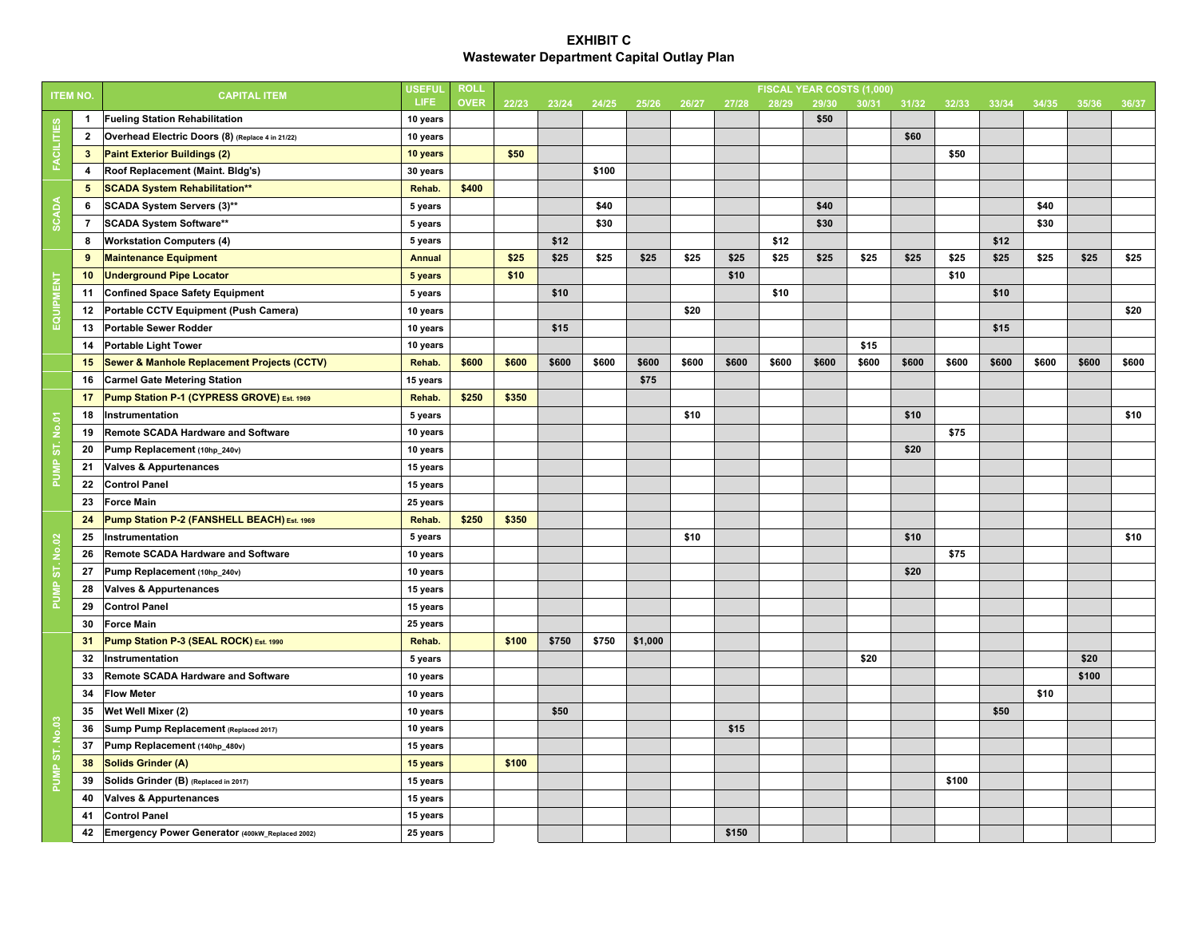# EXHIBIT C
## Wastewater Department Capital Outlay Plan

| ITEM NO. | | CAPITAL ITEM | USEFUL LIFE | ROLL OVER | FISCAL YEAR COSTS (1,000) | | | | | | | | | | | | | | |
|---|---|---|---|---|---|---|---|---|---|---|---|---|---|---|---|---|---|---|---|
| | | | | | 22/23 | 23/24 | 24/25 | 25/26 | 26/27 | 27/28 | 28/29 | 29/30 | 30/31 | 31/32 | 32/33 | 33/34 | 34/35 | 35/36 | 36/37 |
| FACILITIES | 1 | Fueling Station Rehabilitation | 10 years | | | | | | | | | $50 | | | | | | | |
| | 2 | Overhead Electric Doors (8) (Replace 4 in 21/22) | 10 years | | | | | | | | | | | $60 | | | | | |
| | 3 | Paint Exterior Buildings (2) | 10 years | | $50 | | | | | | | | | | $50 | | | | |
| | 4 | Roof Replacement (Maint. Bldg's) | 30 years | | | | $100 | | | | | | | | | | | | |
| SCADA | 5 | SCADA System Rehabilitation** | Rehab. | $400 | | | | | | | | | | | | | | | |
| | 6 | SCADA System Servers (3)** | 5 years | | | | $40 | | | | | $40 | | | | | $40 | | |
| | 7 | SCADA System Software** | 5 years | | | | $30 | | | | | $30 | | | | | $30 | | |
| | 8 | Workstation Computers (4) | 5 years | | | $12 | | | | | $12 | | | | | $12 | | | |
| EQUIPMENT | 9 | Maintenance Equipment | Annual | | $25 | $25 | $25 | $25 | $25 | $25 | $25 | $25 | $25 | $25 | $25 | $25 | $25 | $25 | $25 |
| | 10 | Underground Pipe Locator | 5 years | | $10 | | | | | $10 | | | | | $10 | | | | |
| | 11 | Confined Space Safety Equipment | 5 years | | | $10 | | | | | $10 | | | | | $10 | | | |
| | 12 | Portable CCTV Equipment (Push Camera) | 10 years | | | | | | $20 | | | | | | | | | | $20 |
| | 13 | Portable Sewer Rodder | 10 years | | | $15 | | | | | | | | | | $15 | | | |
| | 14 | Portable Light Tower | 10 years | | | | | | | | | | $15 | | | | | | |
| | 15 | Sewer & Manhole Replacement Projects (CCTV) | Rehab. | $600 | $600 | $600 | $600 | $600 | $600 | $600 | $600 | $600 | $600 | $600 | $600 | $600 | $600 | $600 | $600 |
| | 16 | Carmel Gate Metering Station | 15 years | | | | | $75 | | | | | | | | | | | |
| PUMP ST. No.01 | 17 | Pump Station P-1 (CYPRESS GROVE) Est. 1969 | Rehab. | $250 | $350 | | | | | | | | | | | | | | |
| | 18 | Instrumentation | 5 years | | | | | | $10 | | | | | $10 | | | | | $10 |
| | 19 | Remote SCADA Hardware and Software | 10 years | | | | | | | | | | | | $75 | | | | |
| | 20 | Pump Replacement (10hp_240v) | 10 years | | | | | | | | | | | $20 | | | | | |
| | 21 | Valves & Appurtenances | 15 years | | | | | | | | | | | | | | | | |
| | 22 | Control Panel | 15 years | | | | | | | | | | | | | | | | |
| | 23 | Force Main | 25 years | | | | | | | | | | | | | | | | |
| PUMP ST. No.02 | 24 | Pump Station P-2 (FANSHELL BEACH) Est. 1969 | Rehab. | $250 | $350 | | | | | | | | | | | | | | |
| | 25 | Instrumentation | 5 years | | | | | | $10 | | | | | $10 | | | | | $10 |
| | 26 | Remote SCADA Hardware and Software | 10 years | | | | | | | | | | | | $75 | | | | |
| | 27 | Pump Replacement (10hp_240v) | 10 years | | | | | | | | | | | $20 | | | | | |
| | 28 | Valves & Appurtenances | 15 years | | | | | | | | | | | | | | | | |
| | 29 | Control Panel | 15 years | | | | | | | | | | | | | | | | |
| | 30 | Force Main | 25 years | | | | | | | | | | | | | | | | |
| PUMP ST. No.03 | 31 | Pump Station P-3 (SEAL ROCK) Est. 1990 | Rehab. | | $100 | $750 | $750 | $1,000 | | | | | | | | | | | |
| | 32 | Instrumentation | 5 years | | | | | | | | | | $20 | | | | | $20 | |
| | 33 | Remote SCADA Hardware and Software | 10 years | | | | | | | | | | | | | | | $100 | |
| | 34 | Flow Meter | 10 years | | | | | | | | | | | | | | $10 | | |
| | 35 | Wet Well Mixer (2) | 10 years | | | $50 | | | | | | | | | | $50 | | | |
| | 36 | Sump Pump Replacement (Replaced 2017) | 10 years | | | | | | | $15 | | | | | | | | | |
| | 37 | Pump Replacement (140hp_480v) | 15 years | | | | | | | | | | | | | | | | |
| | 38 | Solids Grinder (A) | 15 years | | $100 | | | | | | | | | | | | | | |
| | 39 | Solids Grinder (B) (Replaced in 2017) | 15 years | | | | | | | | | | | | $100 | | | | |
| | 40 | Valves & Appurtenances | 15 years | | | | | | | | | | | | | | | | |
| | 41 | Control Panel | 15 years | | | | | | | | | | | | | | | | |
| | 42 | Emergency Power Generator (400kW_Replaced 2002) | 25 years | | | | | | | $150 | | | | | | | | | |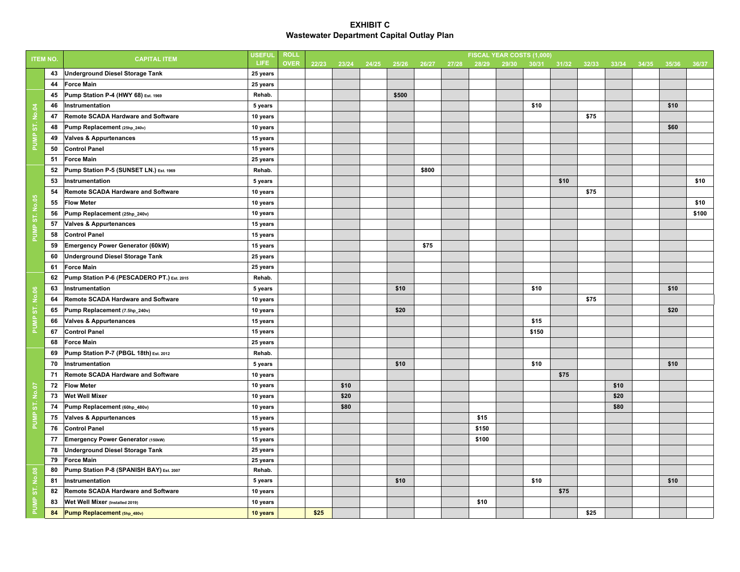# EXHIBIT C
## Wastewater Department Capital Outlay Plan

| ITEM NO. | | CAPITAL ITEM | USEFUL LIFE | ROLL OVER | FISCAL YEAR COSTS (1,000) | | | | | | | | | | | | | | |
|---|---|---|---|---|---|---|---|---|---|---|---|---|---|---|---|---|---|---|---|
| | | | | | 22/23 | 23/24 | 24/25 | 25/26 | 26/27 | 27/28 | 28/29 | 29/30 | 30/31 | 31/32 | 32/33 | 33/34 | 34/35 | 35/36 | 36/37 |
| | 43 | **Underground Diesel Storage Tank** | 25 years | | | | | | | | | | | | | | | | |
| | 44 | **Force Main** | 25 years | | | | | | | | | | | | | | | | |
| PUMP ST. No.04 | 45 | **Pump Station P-4 (HWY 68)** Est. 1969 | Rehab. | | | | | $500 | | | | | | | | | | | |
| PUMP ST. No.04 | 46 | **Instrumentation** | 5 years | | | | | | | | | | $10 | | | | | $10 | |
| PUMP ST. No.04 | 47 | **Remote SCADA Hardware and Software** | 10 years | | | | | | | | | | | | $75 | | | | |
| PUMP ST. No.04 | 48 | **Pump Replacement** (25hp_240v) | 10 years | | | | | | | | | | | | | | | $60 | |
| PUMP ST. No.04 | 49 | **Valves & Appurtenances** | 15 years | | | | | | | | | | | | | | | | |
| PUMP ST. No.04 | 50 | **Control Panel** | 15 years | | | | | | | | | | | | | | | | |
| PUMP ST. No.04 | 51 | **Force Main** | 25 years | | | | | | | | | | | | | | | | |
| PUMP ST. No.05 | 52 | **Pump Station P-5 (SUNSET LN.)** Est. 1969 | Rehab. | | | | | | $800 | | | | | | | | | | |
| PUMP ST. No.05 | 53 | **Instrumentation** | 5 years | | | | | | | | | | | $10 | | | | | $10 |
| PUMP ST. No.05 | 54 | **Remote SCADA Hardware and Software** | 10 years | | | | | | | | | | | | $75 | | | | |
| PUMP ST. No.05 | 55 | **Flow Meter** | 10 years | | | | | | | | | | | | | | | | $10 |
| PUMP ST. No.05 | 56 | **Pump Replacement** (25hp_240v) | 10 years | | | | | | | | | | | | | | | | $100 |
| PUMP ST. No.05 | 57 | **Valves & Appurtenances** | 15 years | | | | | | | | | | | | | | | | |
| PUMP ST. No.05 | 58 | **Control Panel** | 15 years | | | | | | | | | | | | | | | | |
| PUMP ST. No.05 | 59 | **Emergency Power Generator (60kW)** | 15 years | | | | | | $75 | | | | | | | | | | |
| PUMP ST. No.05 | 60 | **Underground Diesel Storage Tank** | 25 years | | | | | | | | | | | | | | | | |
| PUMP ST. No.05 | 61 | **Force Main** | 25 years | | | | | | | | | | | | | | | | |
| PUMP ST. No.06 | 62 | **Pump Station P-6 (PESCADERO PT.)** Est. 2015 | Rehab. | | | | | | | | | | | | | | | | |
| PUMP ST. No.06 | 63 | **Instrumentation** | 5 years | | | | | $10 | | | | | $10 | | | | | $10 | |
| PUMP ST. No.06 | 64 | **Remote SCADA Hardware and Software** | 10 years | | | | | | | | | | | | $75 | | | | |
| PUMP ST. No.06 | 65 | **Pump Replacement** (7.5hp_240v) | 10 years | | | | | $20 | | | | | | | | | | $20 | |
| PUMP ST. No.06 | 66 | **Valves & Appurtenances** | 15 years | | | | | | | | | | $15 | | | | | | |
| PUMP ST. No.06 | 67 | **Control Panel** | 15 years | | | | | | | | | | $150 | | | | | | |
| PUMP ST. No.06 | 68 | **Force Main** | 25 years | | | | | | | | | | | | | | | | |
| PUMP ST. No.07 | 69 | **Pump Station P-7 (PBGL 18th)** Est. 2012 | Rehab. | | | | | | | | | | | | | | | | |
| PUMP ST. No.07 | 70 | **Instrumentation** | 5 years | | | | | $10 | | | | | $10 | | | | | $10 | |
| PUMP ST. No.07 | 71 | **Remote SCADA Hardware and Software** | 10 years | | | | | | | | | | | $75 | | | | | |
| PUMP ST. No.07 | 72 | **Flow Meter** | 10 years | | | $10 | | | | | | | | | | $10 | | | |
| PUMP ST. No.07 | 73 | **Wet Well Mixer** | 10 years | | | $20 | | | | | | | | | | $20 | | | |
| PUMP ST. No.07 | 74 | **Pump Replacement** (60hp_480v) | 10 years | | | $80 | | | | | | | | | | $80 | | | |
| PUMP ST. No.07 | 75 | **Valves & Appurtenances** | 15 years | | | | | | | | $15 | | | | | | | | |
| PUMP ST. No.07 | 76 | **Control Panel** | 15 years | | | | | | | | $150 | | | | | | | | |
| PUMP ST. No.07 | 77 | **Emergency Power Generator** (150kW) | 15 years | | | | | | | | $100 | | | | | | | | |
| PUMP ST. No.07 | 78 | **Underground Diesel Storage Tank** | 25 years | | | | | | | | | | | | | | | | |
| PUMP ST. No.07 | 79 | **Force Main** | 25 years | | | | | | | | | | | | | | | | |
| PUMP ST. No.08 | 80 | **Pump Station P-8 (SPANISH BAY)** Est. 2007 | Rehab. | | | | | | | | | | | | | | | | |
| PUMP ST. No.08 | 81 | **Instrumentation** | 5 years | | | | | $10 | | | | | $10 | | | | | $10 | |
| PUMP ST. No.08 | 82 | **Remote SCADA Hardware and Software** | 10 years | | | | | | | | | | | $75 | | | | | |
| PUMP ST. No.08 | 83 | **Wet Well Mixer** (Installed 2019) | 10 years | | | | | | | | $10 | | | | | | | | |
| PUMP ST. No.08 | 84 | **Pump Replacement** (5hp_480v) | 10 years | | $25 | | | | | | | | | | $25 | | | | |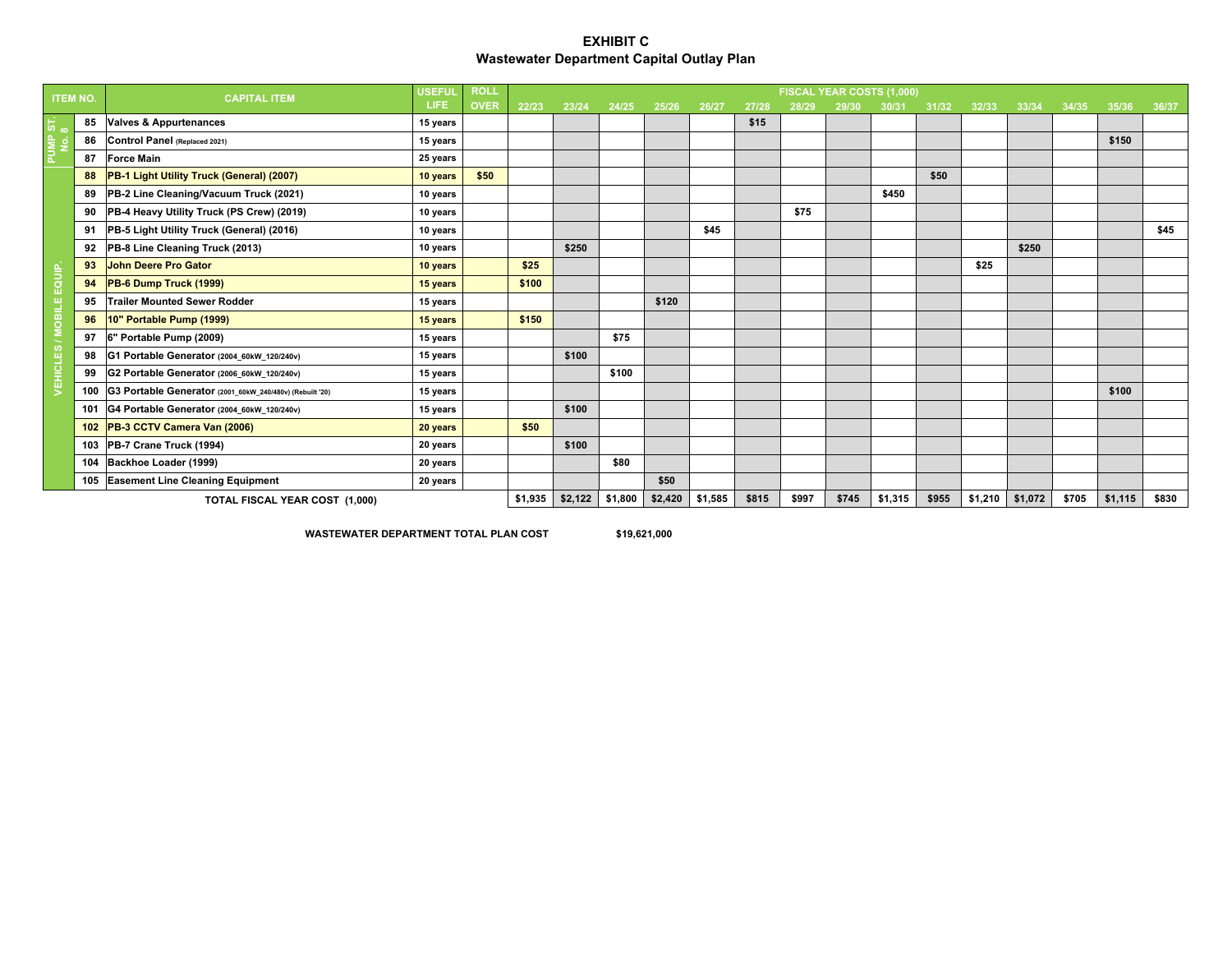# EXHIBIT C

## Wastewater Department Capital Outlay Plan

| ITEM NO. | | CAPITAL ITEM | USEFUL LIFE | ROLL OVER | FISCAL YEAR COSTS (1,000) | | | | | | | | | | | | | | |
|---|---|---|---|---|---|---|---|---|---|---|---|---|---|---|---|---|---|---|---|
| | | | | | 22/23 | 23/24 | 24/25 | 25/26 | 26/27 | 27/28 | 28/29 | 29/30 | 30/31 | 31/32 | 32/33 | 33/34 | 34/35 | 35/36 | 36/37 |
| PUMP ST. No. 8 | 85 | Valves & Appurtenances | 15 years | | | | | | | $15 | | | | | | | | | |
| | 86 | Control Panel (Replaced 2021) | 15 years | | | | | | | | | | | | | | | $150 | |
| | 87 | Force Main | 25 years | | | | | | | | | | | | | | | | |
| VEHICLES / MOBILE EQUIP. | 88 | PB-1 Light Utility Truck (General) (2007) | 10 years | $50 | | | | | | | | | | $50 | | | | | |
| | 89 | PB-2 Line Cleaning/Vacuum Truck (2021) | 10 years | | | | | | | | | | $450 | | | | | | |
| | 90 | PB-4 Heavy Utility Truck (PS Crew) (2019) | 10 years | | | | | | | | $75 | | | | | | | | |
| | 91 | PB-5 Light Utility Truck (General) (2016) | 10 years | | | | | | $45 | | | | | | | | | | $45 |
| | 92 | PB-8 Line Cleaning Truck (2013) | 10 years | | | $250 | | | | | | | | | | $250 | | | |
| | 93 | John Deere Pro Gator | 10 years | | $25 | | | | | | | | | | $25 | | | | |
| | 94 | PB-6 Dump Truck (1999) | 15 years | | $100 | | | | | | | | | | | | | | |
| | 95 | Trailer Mounted Sewer Rodder | 15 years | | | | | $120 | | | | | | | | | | | |
| | 96 | 10" Portable Pump (1999) | 15 years | | $150 | | | | | | | | | | | | | | |
| | 97 | 6" Portable Pump (2009) | 15 years | | | | $75 | | | | | | | | | | | | |
| | 98 | G1 Portable Generator (2004_60kW_120/240v) | 15 years | | | $100 | | | | | | | | | | | | | |
| | 99 | G2 Portable Generator (2006_60kW_120/240v) | 15 years | | | | $100 | | | | | | | | | | | | |
| | 100 | G3 Portable Generator (2001_60kW_240/480v) (Rebuilt '20) | 15 years | | | | | | | | | | | | | | | $100 | |
| | 101 | G4 Portable Generator (2004_60kW_120/240v) | 15 years | | | $100 | | | | | | | | | | | | | |
| | 102 | PB-3 CCTV Camera Van (2006) | 20 years | | $50 | | | | | | | | | | | | | | |
| | 103 | PB-7 Crane Truck (1994) | 20 years | | | $100 | | | | | | | | | | | | | |
| | 104 | Backhoe Loader (1999) | 20 years | | | | $80 | | | | | | | | | | | | |
| | 105 | Easement Line Cleaning Equipment | 20 years | | | | | $50 | | | | | | | | | | | |
| TOTAL FISCAL YEAR COST (1,000) | | | | | $1,935 | $2,122 | $1,800 | $2,420 | $1,585 | $815 | $997 | $745 | $1,315 | $955 | $1,210 | $1,072 | $705 | $1,115 | $830 |

**WASTEWATER DEPARTMENT TOTAL PLAN COST** **$19,621,000**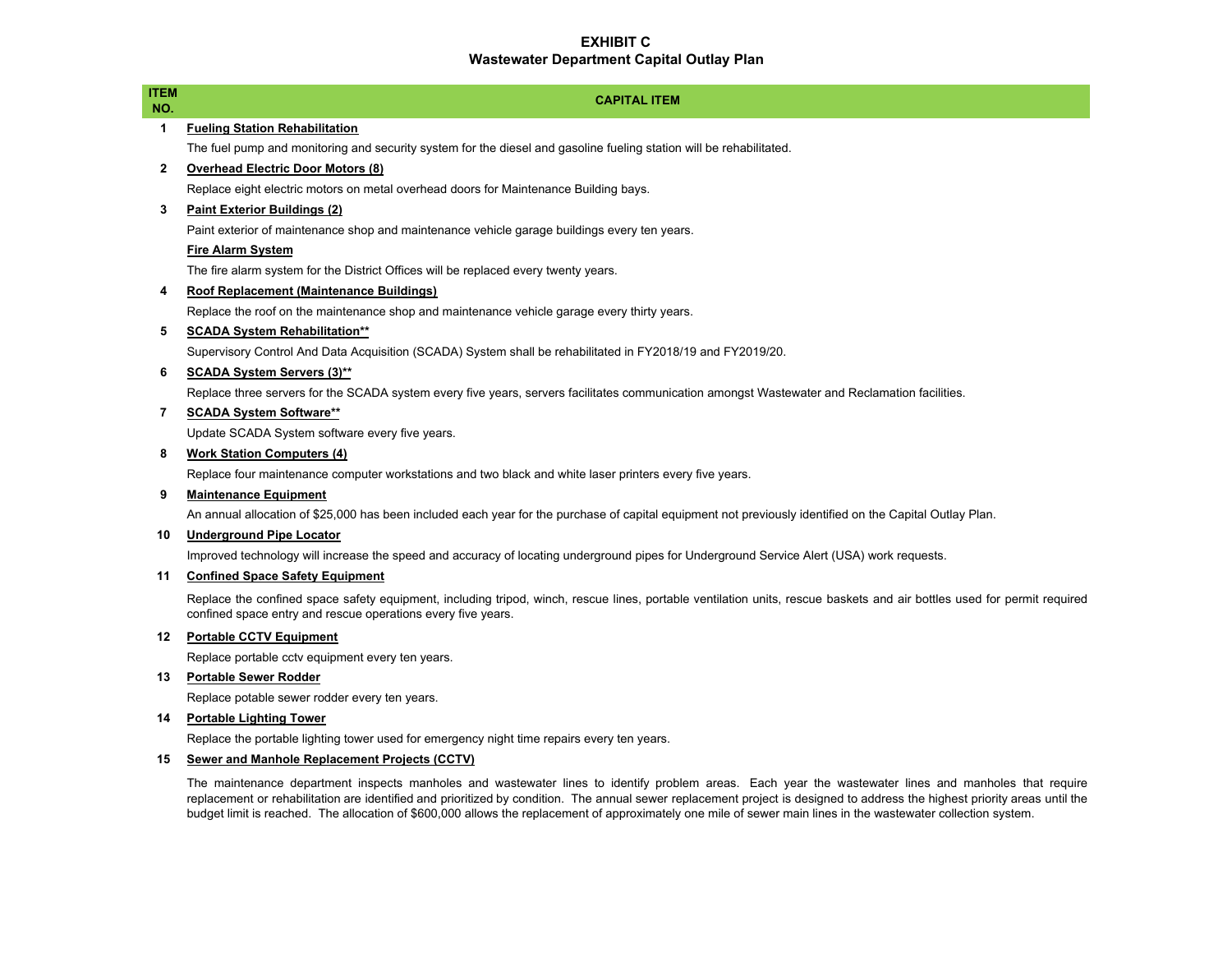# EXHIBIT C
## Wastewater Department Capital Outlay Plan

| ITEM NO. | CAPITAL ITEM |
|---|---|
| 1 | **Fueling Station Rehabilitation** |
| | The fuel pump and monitoring and security system for the diesel and gasoline fueling station will be rehabilitated. |
| 2 | **Overhead Electric Door Motors (8)** |
| | Replace eight electric motors on metal overhead doors for Maintenance Building bays. |
| 3 | **Paint Exterior Buildings (2)** |
| | Paint exterior of maintenance shop and maintenance vehicle garage buildings every ten years. |
| | **Fire Alarm System** |
| | The fire alarm system for the District Offices will be replaced every twenty years. |
| 4 | **Roof Replacement (Maintenance Buildings)** |
| | Replace the roof on the maintenance shop and maintenance vehicle garage every thirty years. |
| 5 | **SCADA System Rehabilitation\*\*** |
| | Supervisory Control And Data Acquisition (SCADA) System shall be rehabilitated in FY2018/19 and FY2019/20. |
| 6 | **SCADA System Servers (3)\*\*** |
| | Replace three servers for the SCADA system every five years, servers facilitates communication amongst Wastewater and Reclamation facilities. |
| 7 | **SCADA System Software\*\*** |
| | Update SCADA System software every five years. |
| 8 | **Work Station Computers (4)** |
| | Replace four maintenance computer workstations and two black and white laser printers every five years. |
| 9 | **Maintenance Equipment** |
| | An annual allocation of $25,000 has been included each year for the purchase of capital equipment not previously identified on the Capital Outlay Plan. |
| 10 | **Underground Pipe Locator** |
| | Improved technology will increase the speed and accuracy of locating underground pipes for Underground Service Alert (USA) work requests. |
| 11 | **Confined Space Safety Equipment** |
| | Replace the confined space safety equipment, including tripod, winch, rescue lines, portable ventilation units, rescue baskets and air bottles used for permit required confined space entry and rescue operations every five years. |
| 12 | **Portable CCTV Equipment** |
| | Replace portable cctv equipment every ten years. |
| 13 | **Portable Sewer Rodder** |
| | Replace potable sewer rodder every ten years. |
| 14 | **Portable Lighting Tower** |
| | Replace the portable lighting tower used for emergency night time repairs every ten years. |
| 15 | **Sewer and Manhole Replacement Projects (CCTV)** |
| | The maintenance department inspects manholes and wastewater lines to identify problem areas. Each year the wastewater lines and manholes that require replacement or rehabilitation are identified and prioritized by condition. The annual sewer replacement project is designed to address the highest priority areas until the budget limit is reached. The allocation of $600,000 allows the replacement of approximately one mile of sewer main lines in the wastewater collection system. |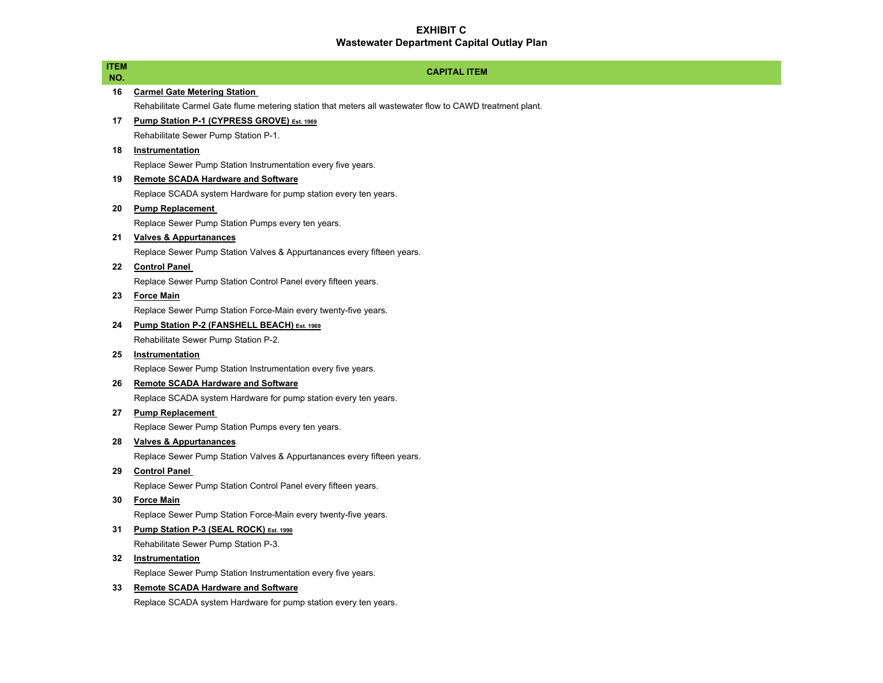**EXHIBIT C**
**Wastewater Department Capital Outlay Plan**

| ITEM NO. | CAPITAL ITEM |
|---|---|
| 16 | **Carmel Gate Metering Station** |
| | Rehabilitate Carmel Gate flume metering station that meters all wastewater flow to CAWD treatment plant. |
| 17 | **Pump Station P-1 (CYPRESS GROVE) Est. 1969** |
| | Rehabilitate Sewer Pump Station P-1. |
| 18 | **Instrumentation** |
| | Replace Sewer Pump Station Instrumentation every five years. |
| 19 | **Remote SCADA Hardware and Software** |
| | Replace SCADA system Hardware for pump station every ten years. |
| 20 | **Pump Replacement** |
| | Replace Sewer Pump Station Pumps every ten years. |
| 21 | **Valves & Appurtanances** |
| | Replace Sewer Pump Station Valves & Appurtanances every fifteen years. |
| 22 | **Control Panel** |
| | Replace Sewer Pump Station Control Panel every fifteen years. |
| 23 | **Force Main** |
| | Replace Sewer Pump Station Force-Main every twenty-five years. |
| 24 | **Pump Station P-2 (FANSHELL BEACH) Est. 1969** |
| | Rehabilitate Sewer Pump Station P-2. |
| 25 | **Instrumentation** |
| | Replace Sewer Pump Station Instrumentation every five years. |
| 26 | **Remote SCADA Hardware and Software** |
| | Replace SCADA system Hardware for pump station every ten years. |
| 27 | **Pump Replacement** |
| | Replace Sewer Pump Station Pumps every ten years. |
| 28 | **Valves & Appurtanances** |
| | Replace Sewer Pump Station Valves & Appurtanances every fifteen years. |
| 29 | **Control Panel** |
| | Replace Sewer Pump Station Control Panel every fifteen years. |
| 30 | **Force Main** |
| | Replace Sewer Pump Station Force-Main every twenty-five years. |
| 31 | **Pump Station P-3 (SEAL ROCK) Est. 1990** |
| | Rehabilitate Sewer Pump Station P-3. |
| 32 | **Instrumentation** |
| | Replace Sewer Pump Station Instrumentation every five years. |
| 33 | **Remote SCADA Hardware and Software** |
| | Replace SCADA system Hardware for pump station every ten years. |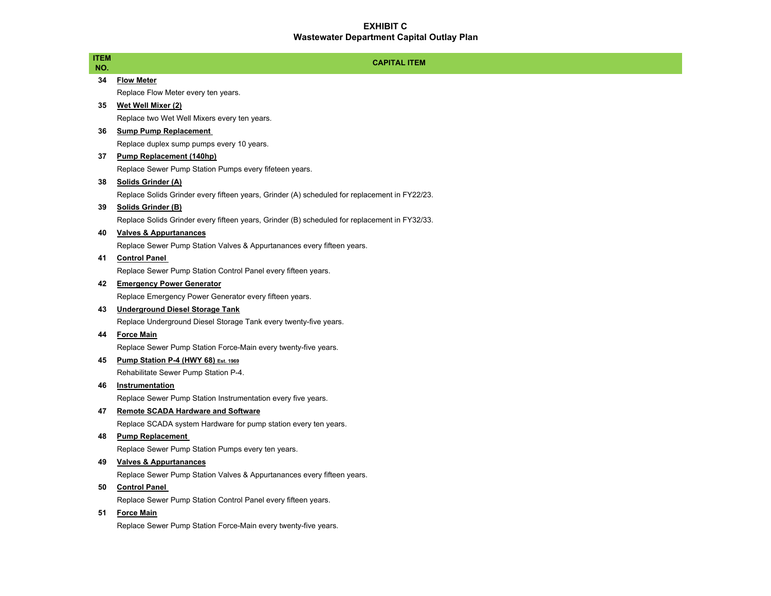# EXHIBIT C
## Wastewater Department Capital Outlay Plan

| ITEM NO. | CAPITAL ITEM |
|---|---|
| 34 | **Flow Meter** |
| | Replace Flow Meter every ten years. |
| 35 | **Wet Well Mixer (2)** |
| | Replace two Wet Well Mixers every ten years. |
| 36 | **Sump Pump Replacement** |
| | Replace duplex sump pumps every 10 years. |
| 37 | **Pump Replacement (140hp)** |
| | Replace Sewer Pump Station Pumps every fifeteen years. |
| 38 | **Solids Grinder (A)** |
| | Replace Solids Grinder every fifteen years, Grinder (A) scheduled for replacement in FY22/23. |
| 39 | **Solids Grinder (B)** |
| | Replace Solids Grinder every fifteen years, Grinder (B) scheduled for replacement in FY32/33. |
| 40 | **Valves & Appurtanances** |
| | Replace Sewer Pump Station Valves & Appurtanances every fifteen years. |
| 41 | **Control Panel** |
| | Replace Sewer Pump Station Control Panel every fifteen years. |
| 42 | **Emergency Power Generator** |
| | Replace Emergency Power Generator every fifteen years. |
| 43 | **Underground Diesel Storage Tank** |
| | Replace Underground Diesel Storage Tank every twenty-five years. |
| 44 | **Force Main** |
| | Replace Sewer Pump Station Force-Main every twenty-five years. |
| 45 | **Pump Station P-4 (HWY 68) Est. 1969** |
| | Rehabilitate Sewer Pump Station P-4. |
| 46 | **Instrumentation** |
| | Replace Sewer Pump Station Instrumentation every five years. |
| 47 | **Remote SCADA Hardware and Software** |
| | Replace SCADA system Hardware for pump station every ten years. |
| 48 | **Pump Replacement** |
| | Replace Sewer Pump Station Pumps every ten years. |
| 49 | **Valves & Appurtanances** |
| | Replace Sewer Pump Station Valves & Appurtanances every fifteen years. |
| 50 | **Control Panel** |
| | Replace Sewer Pump Station Control Panel every fifteen years. |
| 51 | **Force Main** |
| | Replace Sewer Pump Station Force-Main every twenty-five years. |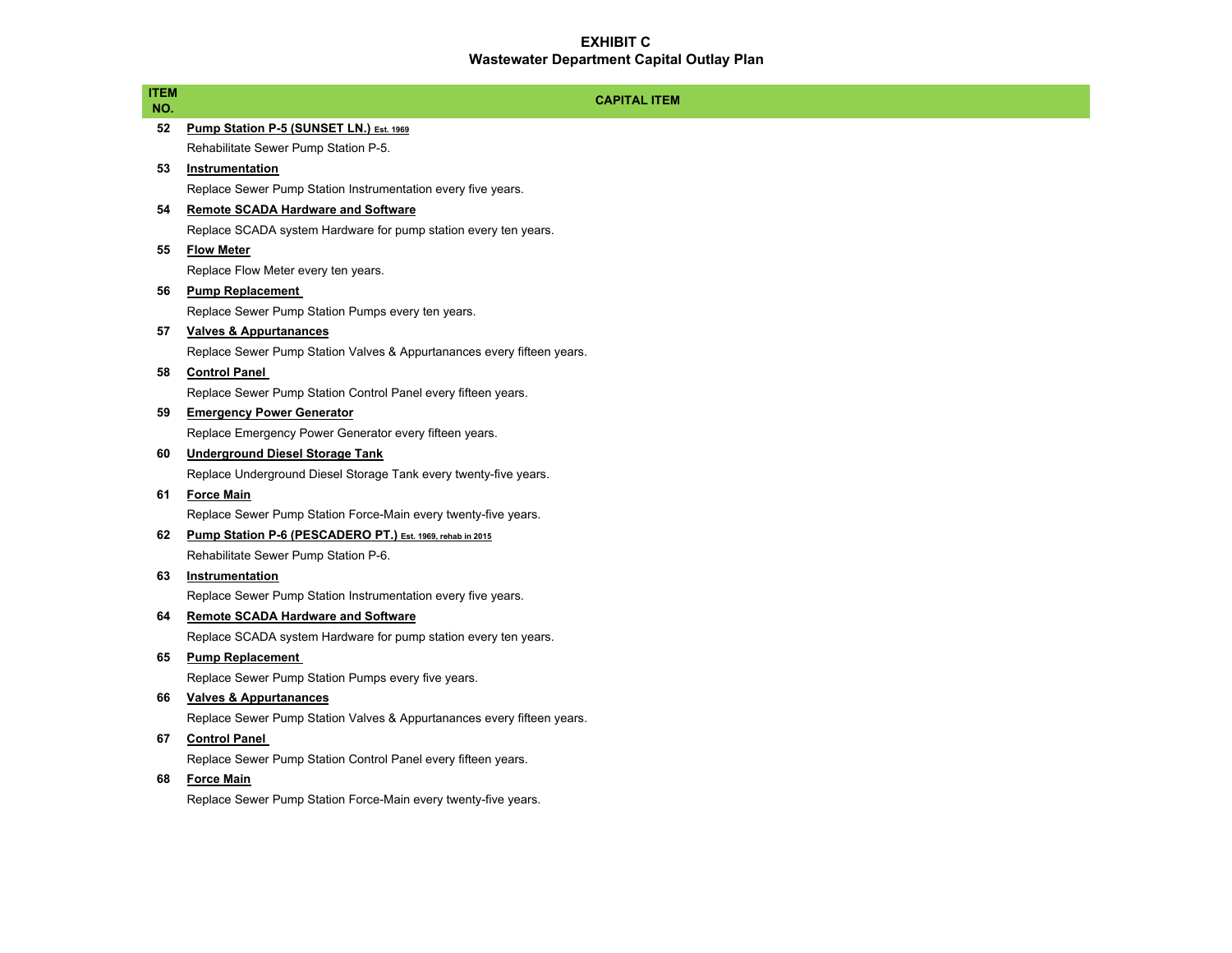# EXHIBIT C
## Wastewater Department Capital Outlay Plan

| ITEM NO. | CAPITAL ITEM |
|---|---|
| 52 | **Pump Station P-5 (SUNSET LN.)** Est. 1969 |
| | Rehabilitate Sewer Pump Station P-5. |
| 53 | **Instrumentation** |
| | Replace Sewer Pump Station Instrumentation every five years. |
| 54 | **Remote SCADA Hardware and Software** |
| | Replace SCADA system Hardware for pump station every ten years. |
| 55 | **Flow Meter** |
| | Replace Flow Meter every ten years. |
| 56 | **Pump Replacement** |
| | Replace Sewer Pump Station Pumps every ten years. |
| 57 | **Valves & Appurtanances** |
| | Replace Sewer Pump Station Valves & Appurtanances every fifteen years. |
| 58 | **Control Panel** |
| | Replace Sewer Pump Station Control Panel every fifteen years. |
| 59 | **Emergency Power Generator** |
| | Replace Emergency Power Generator every fifteen years. |
| 60 | **Underground Diesel Storage Tank** |
| | Replace Underground Diesel Storage Tank every twenty-five years. |
| 61 | **Force Main** |
| | Replace Sewer Pump Station Force-Main every twenty-five years. |
| 62 | **Pump Station P-6 (PESCADERO PT.)** Est. 1969, rehab in 2015 |
| | Rehabilitate Sewer Pump Station P-6. |
| 63 | **Instrumentation** |
| | Replace Sewer Pump Station Instrumentation every five years. |
| 64 | **Remote SCADA Hardware and Software** |
| | Replace SCADA system Hardware for pump station every ten years. |
| 65 | **Pump Replacement** |
| | Replace Sewer Pump Station Pumps every five years. |
| 66 | **Valves & Appurtanances** |
| | Replace Sewer Pump Station Valves & Appurtanances every fifteen years. |
| 67 | **Control Panel** |
| | Replace Sewer Pump Station Control Panel every fifteen years. |
| 68 | **Force Main** |
| | Replace Sewer Pump Station Force-Main every twenty-five years. |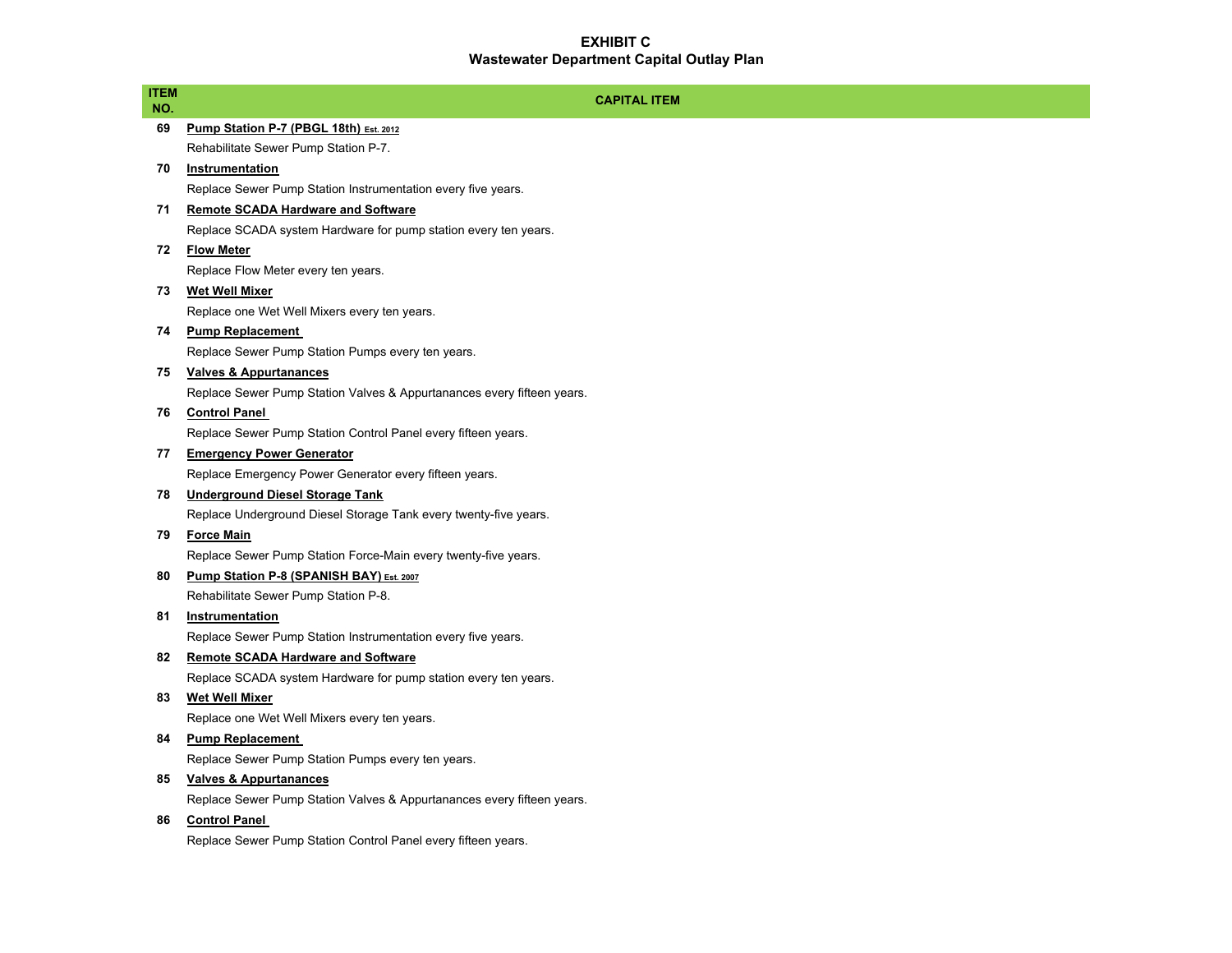# EXHIBIT C
## Wastewater Department Capital Outlay Plan

| ITEM NO. | CAPITAL ITEM |
|---|---|
| 69 | **Pump Station P-7 (PBGL 18th)** **Est. 2012** |
| | Rehabilitate Sewer Pump Station P-7. |
| 70 | **Instrumentation** |
| | Replace Sewer Pump Station Instrumentation every five years. |
| 71 | **Remote SCADA Hardware and Software** |
| | Replace SCADA system Hardware for pump station every ten years. |
| 72 | **Flow Meter** |
| | Replace Flow Meter every ten years. |
| 73 | **Wet Well Mixer** |
| | Replace one Wet Well Mixers every ten years. |
| 74 | **Pump Replacement** |
| | Replace Sewer Pump Station Pumps every ten years. |
| 75 | **Valves & Appurtanances** |
| | Replace Sewer Pump Station Valves & Appurtanances every fifteen years. |
| 76 | **Control Panel** |
| | Replace Sewer Pump Station Control Panel every fifteen years. |
| 77 | **Emergency Power Generator** |
| | Replace Emergency Power Generator every fifteen years. |
| 78 | **Underground Diesel Storage Tank** |
| | Replace Underground Diesel Storage Tank every twenty-five years. |
| 79 | **Force Main** |
| | Replace Sewer Pump Station Force-Main every twenty-five years. |
| 80 | **Pump Station P-8 (SPANISH BAY)** **Est. 2007** |
| | Rehabilitate Sewer Pump Station P-8. |
| 81 | **Instrumentation** |
| | Replace Sewer Pump Station Instrumentation every five years. |
| 82 | **Remote SCADA Hardware and Software** |
| | Replace SCADA system Hardware for pump station every ten years. |
| 83 | **Wet Well Mixer** |
| | Replace one Wet Well Mixers every ten years. |
| 84 | **Pump Replacement** |
| | Replace Sewer Pump Station Pumps every ten years. |
| 85 | **Valves & Appurtanances** |
| | Replace Sewer Pump Station Valves & Appurtanances every fifteen years. |
| 86 | **Control Panel** |
| | Replace Sewer Pump Station Control Panel every fifteen years. |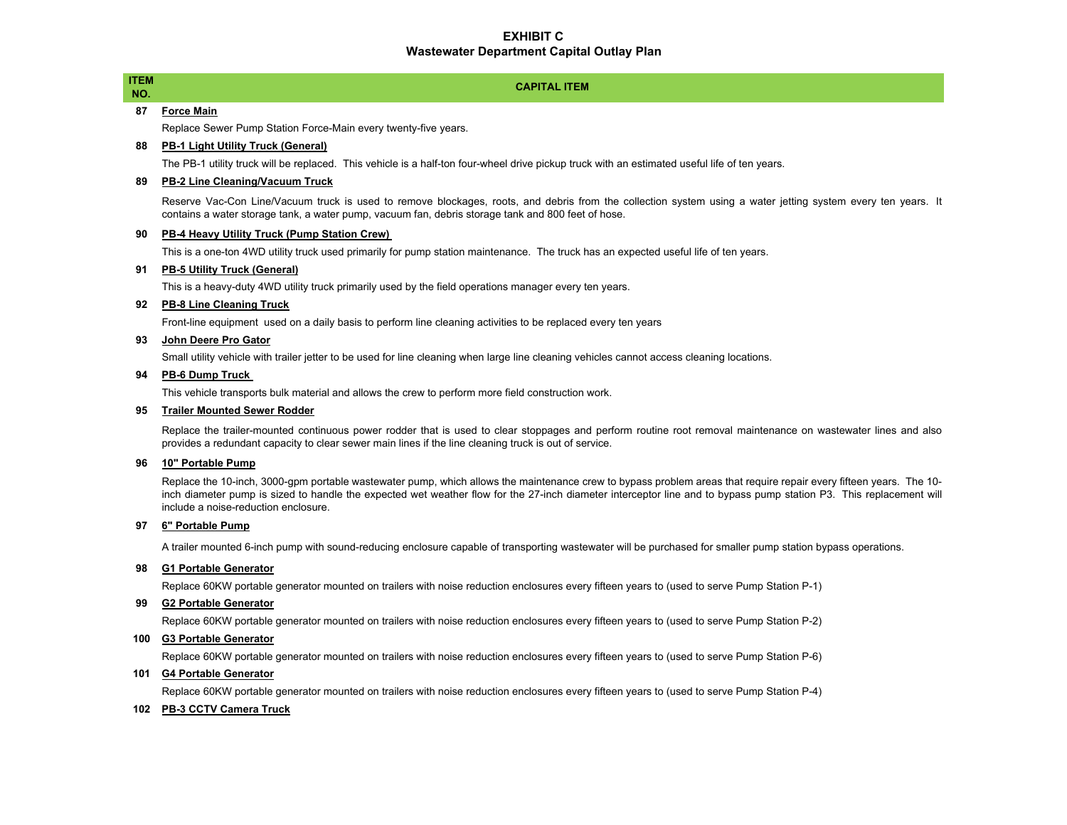# EXHIBIT C
## Wastewater Department Capital Outlay Plan

| ITEM NO. | CAPITAL ITEM |
|---|---|
| **87** | **<u>Force Main</u>** |
| | Replace Sewer Pump Station Force-Main every twenty-five years. |
| **88** | **<u>PB-1 Light Utility Truck (General)</u>** |
| | The PB-1 utility truck will be replaced. This vehicle is a half-ton four-wheel drive pickup truck with an estimated useful life of ten years. |
| **89** | **<u>PB-2 Line Cleaning/Vacuum Truck</u>** |
| | Reserve Vac-Con Line/Vacuum truck is used to remove blockages, roots, and debris from the collection system using a water jetting system every ten years. It contains a water storage tank, a water pump, vacuum fan, debris storage tank and 800 feet of hose. |
| **90** | **<u>PB-4 Heavy Utility Truck (Pump Station Crew)</u>** |
| | This is a one-ton 4WD utility truck used primarily for pump station maintenance. The truck has an expected useful life of ten years. |
| **91** | **<u>PB-5 Utility Truck (General)</u>** |
| | This is a heavy-duty 4WD utility truck primarily used by the field operations manager every ten years. |
| **92** | **<u>PB-8 Line Cleaning Truck</u>** |
| | Front-line equipment used on a daily basis to perform line cleaning activities to be replaced every ten years |
| **93** | **<u>John Deere Pro Gator</u>** |
| | Small utility vehicle with trailer jetter to be used for line cleaning when large line cleaning vehicles cannot access cleaning locations. |
| **94** | **<u>PB-6 Dump Truck</u>** |
| | This vehicle transports bulk material and allows the crew to perform more field construction work. |
| **95** | **<u>Trailer Mounted Sewer Rodder</u>** |
| | Replace the trailer-mounted continuous power rodder that is used to clear stoppages and perform routine root removal maintenance on wastewater lines and also provides a redundant capacity to clear sewer main lines if the line cleaning truck is out of service. |
| **96** | **<u>10" Portable Pump</u>** |
| | Replace the 10-inch, 3000-gpm portable wastewater pump, which allows the maintenance crew to bypass problem areas that require repair every fifteen years. The 10-inch diameter pump is sized to handle the expected wet weather flow for the 27-inch diameter interceptor line and to bypass pump station P3. This replacement will include a noise-reduction enclosure. |
| **97** | **<u>6" Portable Pump</u>** |
| | A trailer mounted 6-inch pump with sound-reducing enclosure capable of transporting wastewater will be purchased for smaller pump station bypass operations. |
| **98** | **<u>G1 Portable Generator</u>** |
| | Replace 60KW portable generator mounted on trailers with noise reduction enclosures every fifteen years to (used to serve Pump Station P-1) |
| **99** | **<u>G2 Portable Generator</u>** |
| | Replace 60KW portable generator mounted on trailers with noise reduction enclosures every fifteen years to (used to serve Pump Station P-2) |
| **100** | **<u>G3 Portable Generator</u>** |
| | Replace 60KW portable generator mounted on trailers with noise reduction enclosures every fifteen years to (used to serve Pump Station P-6) |
| **101** | **<u>G4 Portable Generator</u>** |
| | Replace 60KW portable generator mounted on trailers with noise reduction enclosures every fifteen years to (used to serve Pump Station P-4) |
| **102** | **<u>PB-3 CCTV Camera Truck</u>** |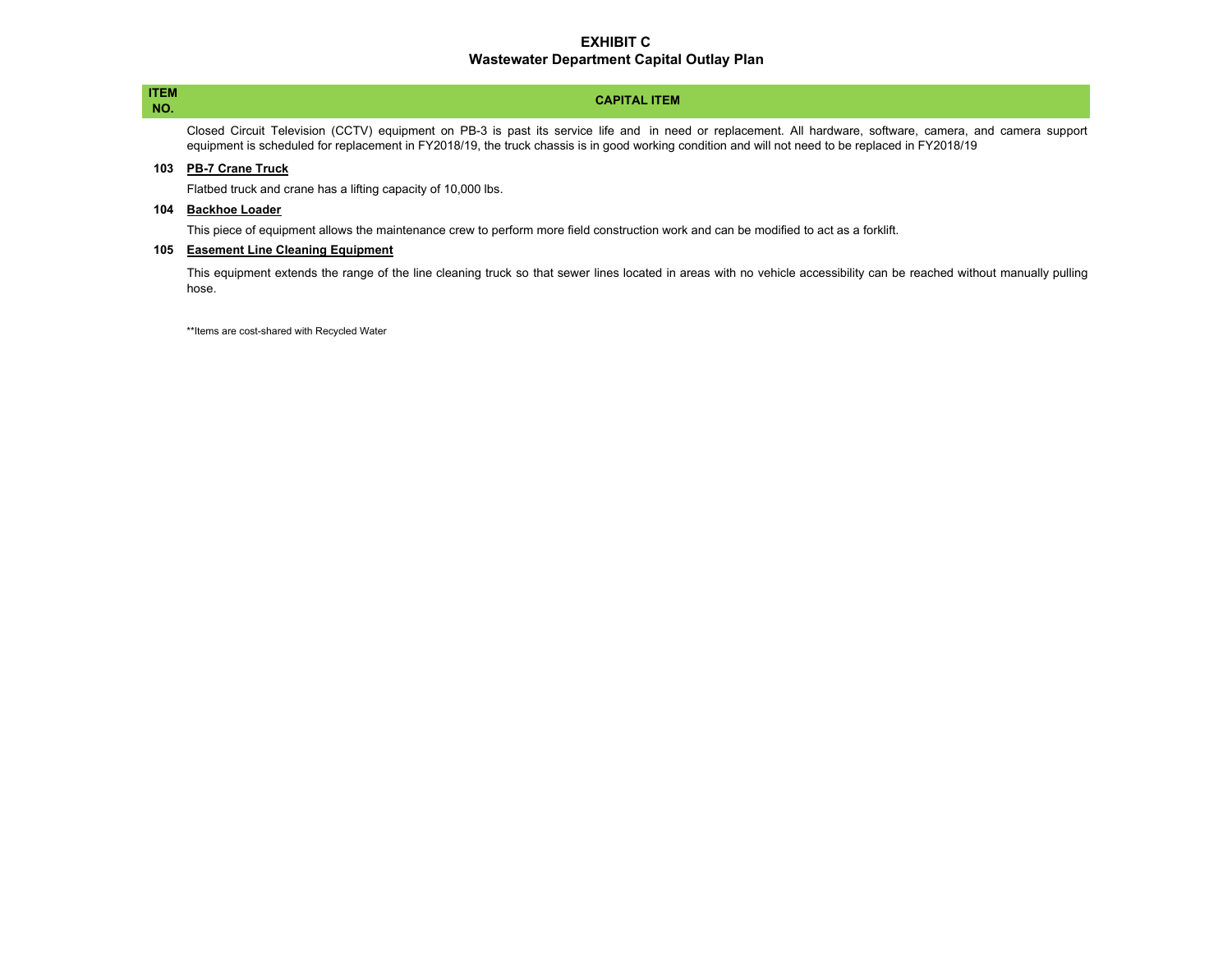# EXHIBIT C

## Wastewater Department Capital Outlay Plan

| ITEM NO. | CAPITAL ITEM |
|---|---|
| | Closed Circuit Television (CCTV) equipment on PB-3 is past its service life and in need or replacement. All hardware, software, camera, and camera support equipment is scheduled for replacement in FY2018/19, the truck chassis is in good working condition and will not need to be replaced in FY2018/19 |
| **103** | **PB-7 Crane Truck** |
| | Flatbed truck and crane has a lifting capacity of 10,000 lbs. |
| **104** | **Backhoe Loader** |
| | This piece of equipment allows the maintenance crew to perform more field construction work and can be modified to act as a forklift. |
| **105** | **Easement Line Cleaning Equipment** |
| | This equipment extends the range of the line cleaning truck so that sewer lines located in areas with no vehicle accessibility can be reached without manually pulling hose. |

**Items are cost-shared with Recycled Water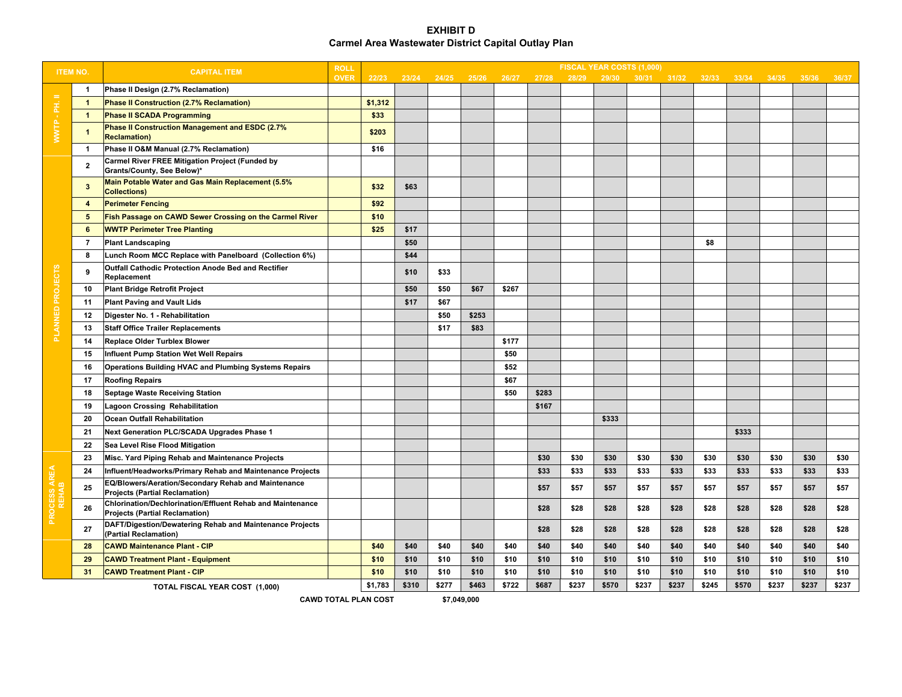# EXHIBIT D

## Carmel Area Wastewater District Capital Outlay Plan

| ITEM NO. | | CAPITAL ITEM | ROLL OVER | FISCAL YEAR COSTS (1,000) | | | | | | | | | | | | | | |
|---|---|---|---|---|---|---|---|---|---|---|---|---|---|---|---|---|---|---|
| | | | | 22/23 | 23/24 | 24/25 | 25/26 | 26/27 | 27/28 | 28/29 | 29/30 | 30/31 | 31/32 | 32/33 | 33/34 | 34/35 | 35/36 | 36/37 |
| WWTP - PH. II | 1 | Phase II Design (2.7% Reclamation) | | | | | | | | | | | | | | | | |
| | 1 | Phase II Construction (2.7% Reclamation) | | $1,312 | | | | | | | | | | | | | | |
| | 1 | Phase II SCADA Programming | | $33 | | | | | | | | | | | | | | |
| | 1 | Phase II Construction Management and ESDC (2.7% Reclamation) | | $203 | | | | | | | | | | | | | | |
| | 1 | Phase II O&M Manual (2.7% Reclamation) | | $16 | | | | | | | | | | | | | | |
| PLANNED PROJECTS | 2 | Carmel River FREE Mitigation Project (Funded by Grants/County, See Below)* | | | | | | | | | | | | | | | | |
| | 3 | Main Potable Water and Gas Main Replacement (5.5% Collections) | | $32 | $63 | | | | | | | | | | | | | |
| | 4 | Perimeter Fencing | | $92 | | | | | | | | | | | | | | |
| | 5 | Fish Passage on CAWD Sewer Crossing on the Carmel River | | $10 | | | | | | | | | | | | | | |
| | 6 | WWTP Perimeter Tree Planting | | $25 | $17 | | | | | | | | | | | | | |
| | 7 | Plant Landscaping | | | $50 | | | | | | | | | $8 | | | | |
| | 8 | Lunch Room MCC Replace with Panelboard (Collection 6%) | | | $44 | | | | | | | | | | | | | |
| | 9 | Outfall Cathodic Protection Anode Bed and Rectifier Replacement | | | $10 | $33 | | | | | | | | | | | | |
| | 10 | Plant Bridge Retrofit Project | | | $50 | $50 | $67 | $267 | | | | | | | | | | |
| | 11 | Plant Paving and Vault Lids | | | $17 | $67 | | | | | | | | | | | | |
| | 12 | Digester No. 1 - Rehabilitation | | | | $50 | $253 | | | | | | | | | | | |
| | 13 | Staff Office Trailer Replacements | | | | $17 | $83 | | | | | | | | | | | |
| | 14 | Replace Older Turblex Blower | | | | | | $177 | | | | | | | | | | |
| | 15 | Influent Pump Station Wet Well Repairs | | | | | | $50 | | | | | | | | | | |
| | 16 | Operations Building HVAC and Plumbing Systems Repairs | | | | | | $52 | | | | | | | | | | |
| | 17 | Roofing Repairs | | | | | | $67 | | | | | | | | | | |
| | 18 | Septage Waste Receiving Station | | | | | | $50 | $283 | | | | | | | | | |
| | 19 | Lagoon Crossing Rehabilitation | | | | | | | $167 | | | | | | | | | |
| | 20 | Ocean Outfall Rehabilitation | | | | | | | | | $333 | | | | | | | |
| | 21 | Next Generation PLC/SCADA Upgrades Phase 1 | | | | | | | | | | | | | $333 | | | |
| | 22 | Sea Level Rise Flood Mitigation | | | | | | | | | | | | | | | | |
| PROCESS AREA REHAB | 23 | Misc. Yard Piping Rehab and Maintenance Projects | | | | | | | $30 | $30 | $30 | $30 | $30 | $30 | $30 | $30 | $30 | $30 |
| | 24 | Influent/Headworks/Primary Rehab and Maintenance Projects | | | | | | | $33 | $33 | $33 | $33 | $33 | $33 | $33 | $33 | $33 | $33 |
| | 25 | EQ/Blowers/Aeration/Secondary Rehab and Maintenance Projects (Partial Reclamation) | | | | | | | $57 | $57 | $57 | $57 | $57 | $57 | $57 | $57 | $57 | $57 |
| | 26 | Chlorination/Dechlorination/Effluent Rehab and Maintenance Projects (Partial Reclamation) | | | | | | | $28 | $28 | $28 | $28 | $28 | $28 | $28 | $28 | $28 | $28 |
| | 27 | DAFT/Digestion/Dewatering Rehab and Maintenance Projects (Partial Reclamation) | | | | | | | $28 | $28 | $28 | $28 | $28 | $28 | $28 | $28 | $28 | $28 |
| | 28 | CAWD Maintenance Plant - CIP | | $40 | $40 | $40 | $40 | $40 | $40 | $40 | $40 | $40 | $40 | $40 | $40 | $40 | $40 | $40 |
| | 29 | CAWD Treatment Plant - Equipment | | $10 | $10 | $10 | $10 | $10 | $10 | $10 | $10 | $10 | $10 | $10 | $10 | $10 | $10 | $10 |
| | 31 | CAWD Treatment Plant - CIP | | $10 | $10 | $10 | $10 | $10 | $10 | $10 | $10 | $10 | $10 | $10 | $10 | $10 | $10 | $10 |
| | | TOTAL FISCAL YEAR COST (1,000) | | $1,783 | $310 | $277 | $463 | $722 | $687 | $237 | $570 | $237 | $237 | $245 | $570 | $237 | $237 | $237 |

**CAWD TOTAL PLAN COST** $7,049,000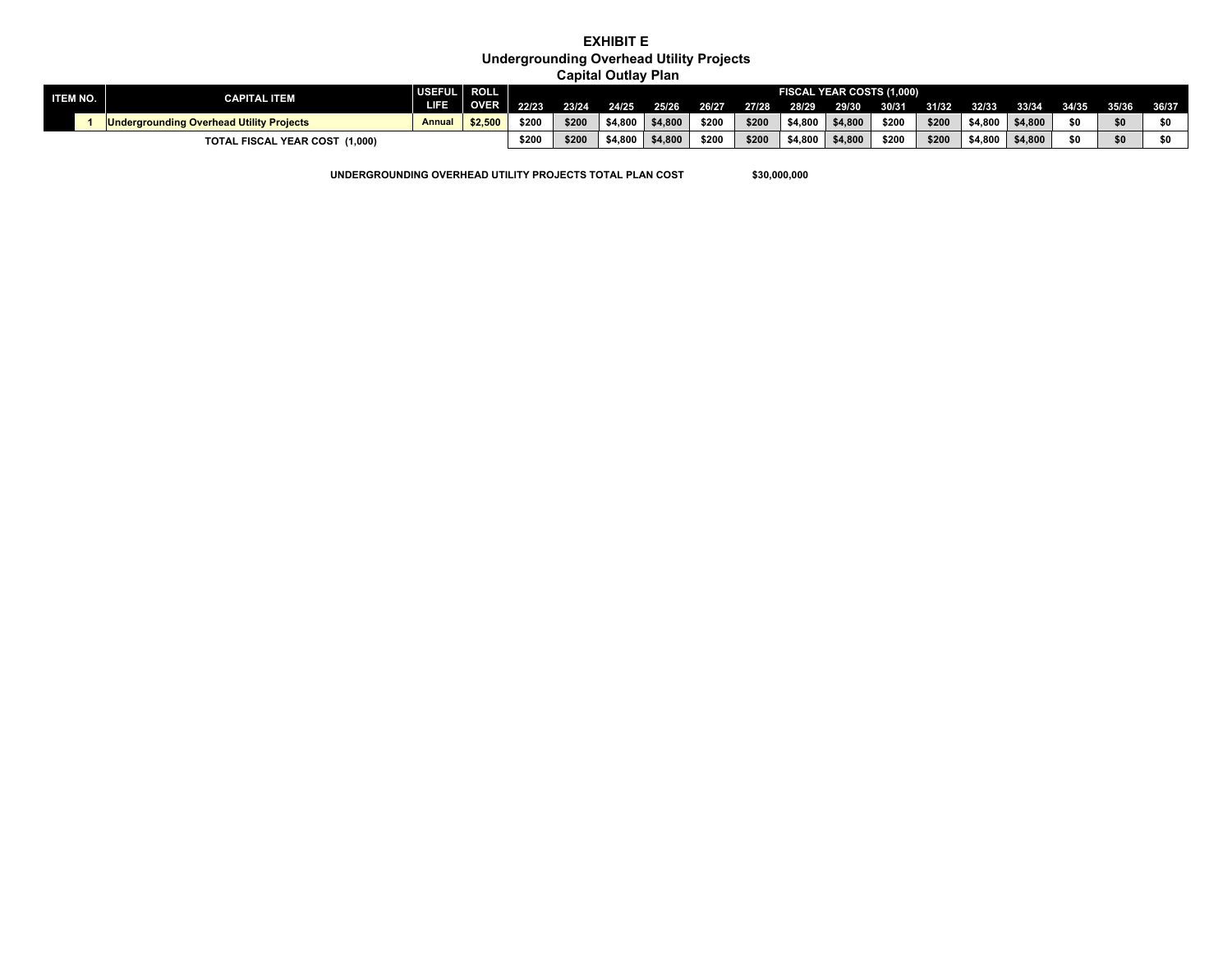# EXHIBIT E
## Undergrounding Overhead Utility Projects
## Capital Outlay Plan

| ITEM NO. | CAPITAL ITEM | USEFUL LIFE | ROLL OVER | FISCAL YEAR COSTS (1,000) | | | | | | | | | | | | | | |
|---|---|---|---|---|---|---|---|---|---|---|---|---|---|---|---|---|---|---|
| | | | | 22/23 | 23/24 | 24/25 | 25/26 | 26/27 | 27/28 | 28/29 | 29/30 | 30/31 | 31/32 | 32/33 | 33/34 | 34/35 | 35/36 | 36/37 |
| 1 | Undergrounding Overhead Utility Projects | Annual | $2,500 | $200 | $200 | $4,800 | $4,800 | $200 | $200 | $4,800 | $4,800 | $200 | $200 | $4,800 | $4,800 | $0 | $0 | $0 |
| | TOTAL FISCAL YEAR COST (1,000) | | | $200 | $200 | $4,800 | $4,800 | $200 | $200 | $4,800 | $4,800 | $200 | $200 | $4,800 | $4,800 | $0 | $0 | $0 |

**UNDERGROUNDING OVERHEAD UTILITY PROJECTS TOTAL PLAN COST $30,000,000**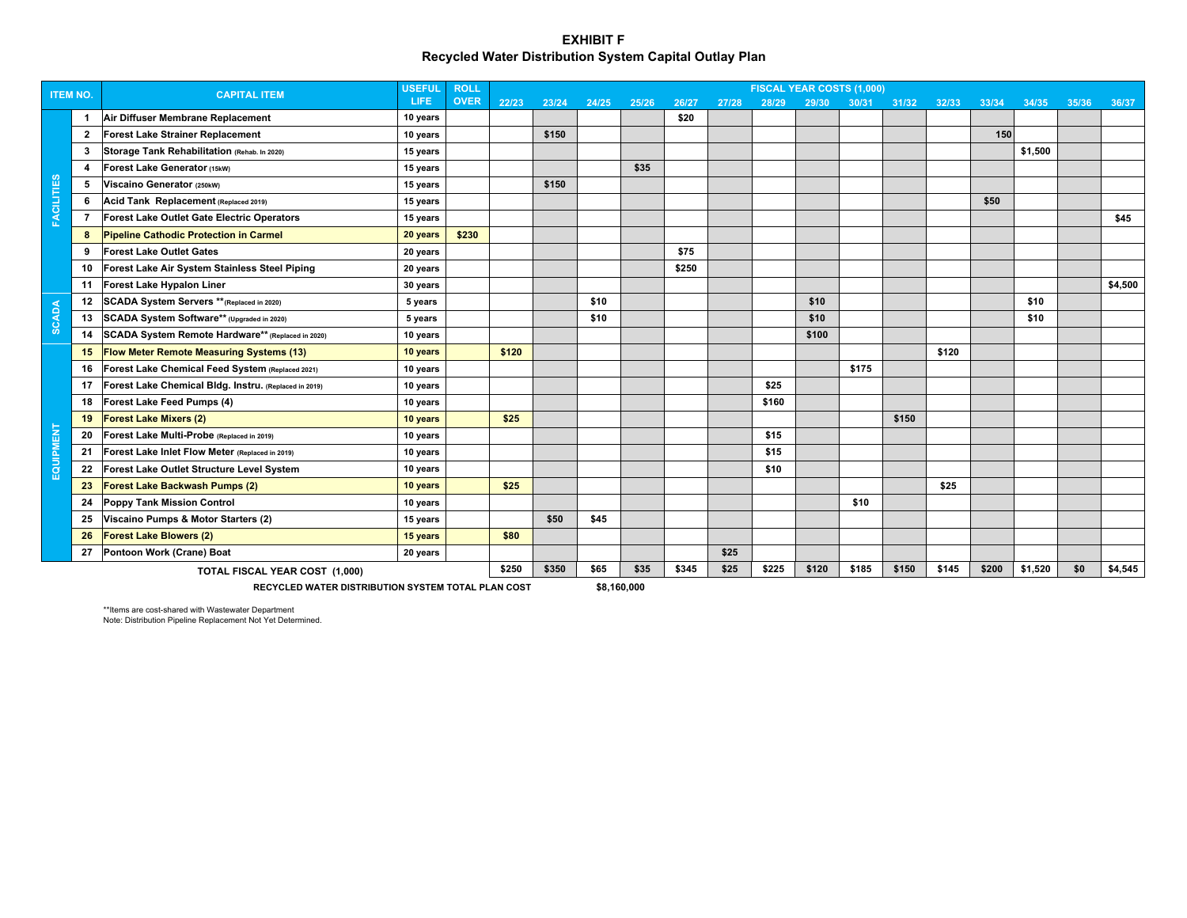# EXHIBIT F
## Recycled Water Distribution System Capital Outlay Plan

| ITEM NO. | | CAPITAL ITEM | USEFUL LIFE | ROLL OVER | 22/23 | 23/24 | 24/25 | 25/26 | 26/27 | 27/28 | 28/29 | 29/30 | 30/31 | 31/32 | 32/33 | 33/34 | 34/35 | 35/36 | 36/37 |
|---|---|---|---|---|---|---|---|---|---|---|---|---|---|---|---|---|---|---|---|
| | | | | | FISCAL YEAR COSTS (1,000) | | | | | | | | | | | | | | |
| FACILITIES | 1 | Air Diffuser Membrane Replacement | 10 years | | | | | | $20 | | | | | | | | | | |
| | 2 | Forest Lake Strainer Replacement | 10 years | | | $150 | | | | | | | | | | 150 | | | |
| | 3 | Storage Tank Rehabilitation (Rehab. In 2020) | 15 years | | | | | | | | | | | | | | $1,500 | | |
| | 4 | Forest Lake Generator (15kW) | 15 years | | | | | $35 | | | | | | | | | | | |
| | 5 | Viscaino Generator (250kW) | 15 years | | | $150 | | | | | | | | | | | | | |
| | 6 | Acid Tank Replacement (Replaced 2019) | 15 years | | | | | | | | | | | | | $50 | | | |
| | 7 | Forest Lake Outlet Gate Electric Operators | 15 years | | | | | | | | | | | | | | | | $45 |
| | 8 | Pipeline Cathodic Protection in Carmel | 20 years | $230 | | | | | | | | | | | | | | | |
| | 9 | Forest Lake Outlet Gates | 20 years | | | | | | $75 | | | | | | | | | | |
| | 10 | Forest Lake Air System Stainless Steel Piping | 20 years | | | | | | $250 | | | | | | | | | | |
| | 11 | Forest Lake Hypalon Liner | 30 years | | | | | | | | | | | | | | | | $4,500 |
| SCADA | 12 | SCADA System Servers **(Replaced in 2020) | 5 years | | | | $10 | | | | | $10 | | | | | $10 | | |
| | 13 | SCADA System Software** (Upgraded in 2020) | 5 years | | | | $10 | | | | | $10 | | | | | $10 | | |
| | 14 | SCADA System Remote Hardware** (Replaced in 2020) | 10 years | | | | | | | | | $100 | | | | | | | |
| EQUIPMENT | 15 | Flow Meter Remote Measuring Systems (13) | 10 years | | $120 | | | | | | | | | | $120 | | | | |
| | 16 | Forest Lake Chemical Feed System (Replaced 2021) | 10 years | | | | | | | | | | $175 | | | | | | |
| | 17 | Forest Lake Chemical Bldg. Instru. (Replaced in 2019) | 10 years | | | | | | | | $25 | | | | | | | | |
| | 18 | Forest Lake Feed Pumps (4) | 10 years | | | | | | | | $160 | | | | | | | | |
| | 19 | Forest Lake Mixers (2) | 10 years | | $25 | | | | | | | | | $150 | | | | | |
| | 20 | Forest Lake Multi-Probe (Replaced in 2019) | 10 years | | | | | | | | $15 | | | | | | | | |
| | 21 | Forest Lake Inlet Flow Meter (Replaced in 2019) | 10 years | | | | | | | | $15 | | | | | | | | |
| | 22 | Forest Lake Outlet Structure Level System | 10 years | | | | | | | | $10 | | | | | | | | |
| | 23 | Forest Lake Backwash Pumps (2) | 10 years | | $25 | | | | | | | | | | $25 | | | | |
| | 24 | Poppy Tank Mission Control | 10 years | | | | | | | | | | $10 | | | | | | |
| | 25 | Viscaino Pumps & Motor Starters (2) | 15 years | | | $50 | $45 | | | | | | | | | | | | |
| | 26 | Forest Lake Blowers (2) | 15 years | | $80 | | | | | | | | | | | | | | |
| | 27 | Pontoon Work (Crane) Boat | 20 years | | | | | | | $25 | | | | | | | | | |
| | | TOTAL FISCAL YEAR COST (1,000) | | | $250 | $350 | $65 | $35 | $345 | $25 | $225 | $120 | $185 | $150 | $145 | $200 | $1,520 | $0 | $4,545 |

**RECYCLED WATER DISTRIBUTION SYSTEM TOTAL PLAN COST** **$8,160,000**

**Items are cost-shared with Wastewater Department
Note: Distribution Pipeline Replacement Not Yet Determined.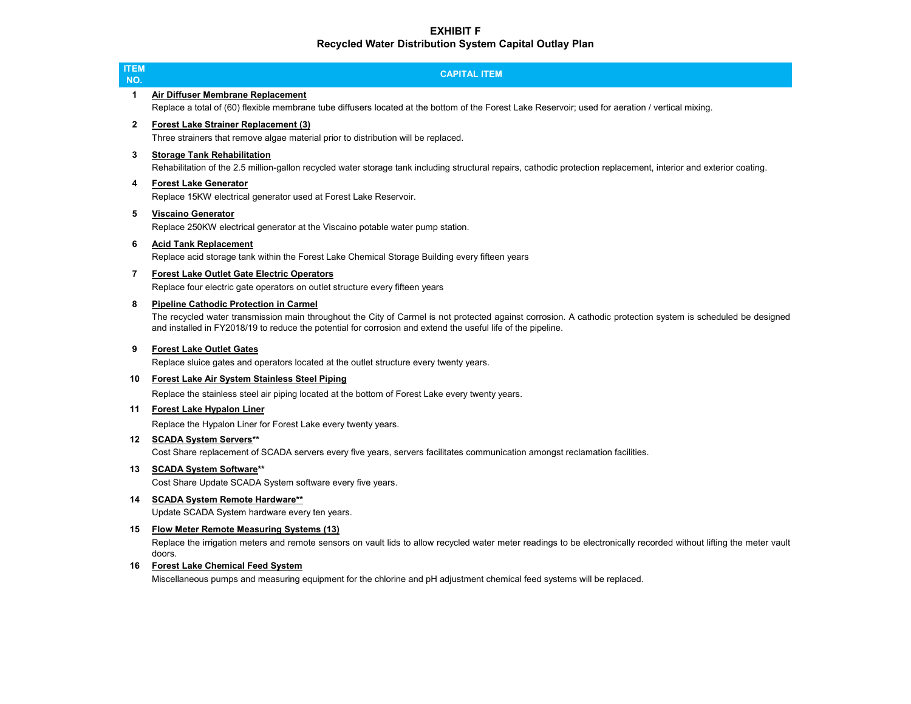# EXHIBIT F

## Recycled Water Distribution System Capital Outlay Plan

| ITEM NO. | CAPITAL ITEM |
|---|---|
| 1 | **Air Diffuser Membrane Replacement**<br>Replace a total of (60) flexible membrane tube diffusers located at the bottom of the Forest Lake Reservoir; used for aeration / vertical mixing. |
| 2 | **Forest Lake Strainer Replacement (3)**<br>Three strainers that remove algae material prior to distribution will be replaced. |
| 3 | **Storage Tank Rehabilitation**<br>Rehabilitation of the 2.5 million-gallon recycled water storage tank including structural repairs, cathodic protection replacement, interior and exterior coating. |
| 4 | **Forest Lake Generator**<br>Replace 15KW electrical generator used at Forest Lake Reservoir. |
| 5 | **Viscaino Generator**<br>Replace 250KW electrical generator at the Viscaino potable water pump station. |
| 6 | **Acid Tank Replacement**<br>Replace acid storage tank within the Forest Lake Chemical Storage Building every fifteen years |
| 7 | **Forest Lake Outlet Gate Electric Operators**<br>Replace four electric gate operators on outlet structure every fifteen years |
| 8 | **Pipeline Cathodic Protection in Carmel**<br>The recycled water transmission main throughout the City of Carmel is not protected against corrosion. A cathodic protection system is scheduled be designed and installed in FY2018/19 to reduce the potential for corrosion and extend the useful life of the pipeline. |
| 9 | **Forest Lake Outlet Gates**<br>Replace sluice gates and operators located at the outlet structure every twenty years. |
| 10 | **Forest Lake Air System Stainless Steel Piping**<br>Replace the stainless steel air piping located at the bottom of Forest Lake every twenty years. |
| 11 | **Forest Lake Hypalon Liner**<br>Replace the Hypalon Liner for Forest Lake every twenty years. |
| 12 | **SCADA System Servers****<br>Cost Share replacement of SCADA servers every five years, servers facilitates communication amongst reclamation facilities. |
| 13 | **SCADA System Software****<br>Cost Share Update SCADA System software every five years. |
| 14 | **SCADA System Remote Hardware****<br>Update SCADA System hardware every ten years. |
| 15 | **Flow Meter Remote Measuring Systems (13)**<br>Replace the irrigation meters and remote sensors on vault lids to allow recycled water meter readings to be electronically recorded without lifting the meter vault doors. |
| 16 | **Forest Lake Chemical Feed System**<br>Miscellaneous pumps and measuring equipment for the chlorine and pH adjustment chemical feed systems will be replaced. |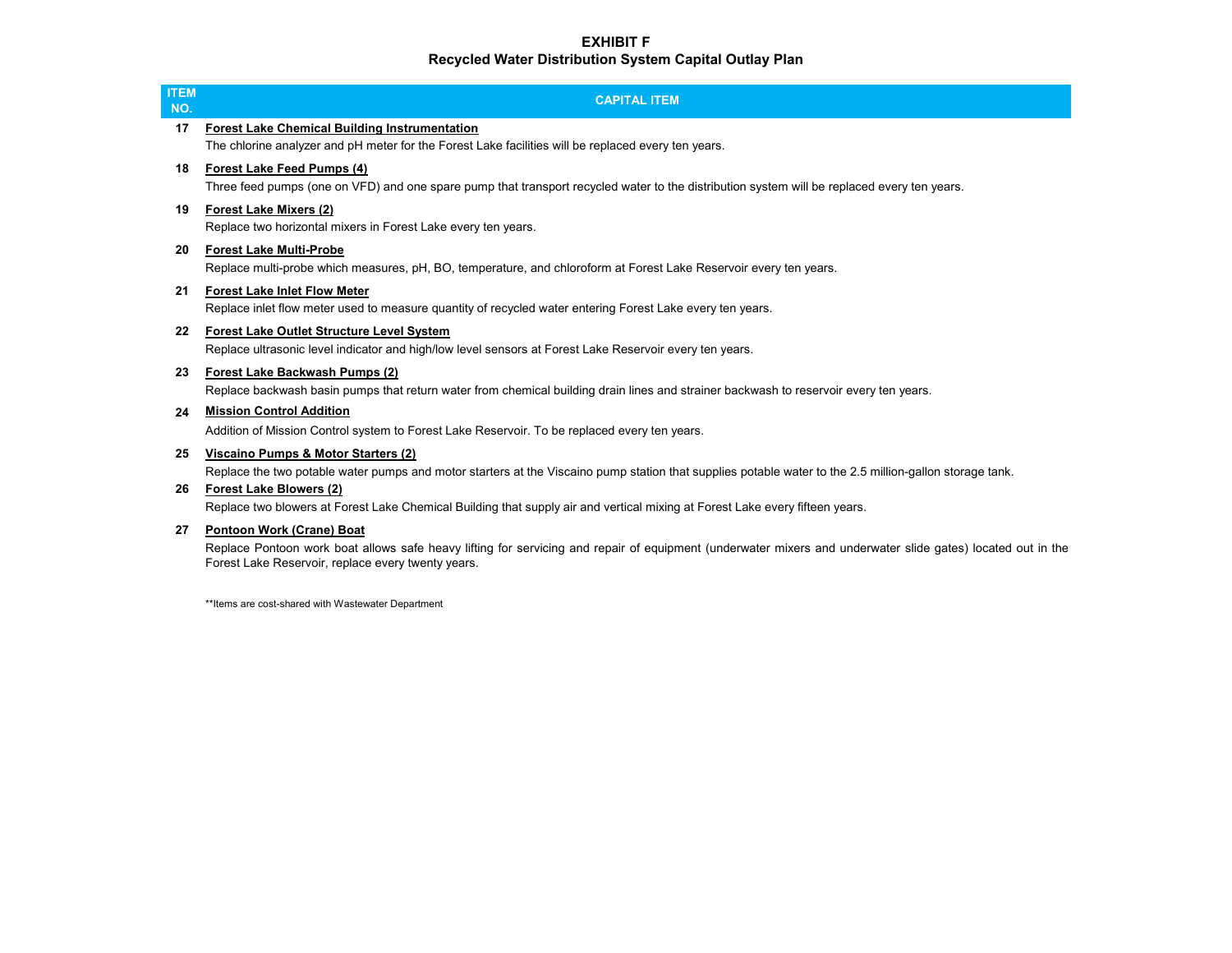**EXHIBIT F**
**Recycled Water Distribution System Capital Outlay Plan**

| ITEM NO. | CAPITAL ITEM |
|---|---|
| 17 | **Forest Lake Chemical Building Instrumentation**<br>The chlorine analyzer and pH meter for the Forest Lake facilities will be replaced every ten years. |
| 18 | **Forest Lake Feed Pumps (4)**<br>Three feed pumps (one on VFD) and one spare pump that transport recycled water to the distribution system will be replaced every ten years. |
| 19 | **Forest Lake Mixers (2)**<br>Replace two horizontal mixers in Forest Lake every ten years. |
| 20 | **Forest Lake Multi-Probe**<br>Replace multi-probe which measures, pH, BO, temperature, and chloroform at Forest Lake Reservoir every ten years. |
| 21 | **Forest Lake Inlet Flow Meter**<br>Replace inlet flow meter used to measure quantity of recycled water entering Forest Lake every ten years. |
| 22 | **Forest Lake Outlet Structure Level System**<br>Replace ultrasonic level indicator and high/low level sensors at Forest Lake Reservoir every ten years. |
| 23 | **Forest Lake Backwash Pumps (2)**<br>Replace backwash basin pumps that return water from chemical building drain lines and strainer backwash to reservoir every ten years. |
| 24 | **Mission Control Addition**<br>Addition of Mission Control system to Forest Lake Reservoir. To be replaced every ten years. |
| 25 | **Viscaino Pumps & Motor Starters (2)**<br>Replace the two potable water pumps and motor starters at the Viscaino pump station that supplies potable water to the 2.5 million-gallon storage tank. |
| 26 | **Forest Lake Blowers (2)**<br>Replace two blowers at Forest Lake Chemical Building that supply air and vertical mixing at Forest Lake every fifteen years. |
| 27 | **Pontoon Work (Crane) Boat**<br>Replace Pontoon work boat allows safe heavy lifting for servicing and repair of equipment (underwater mixers and underwater slide gates) located out in the Forest Lake Reservoir, replace every twenty years. |

**Items are cost-shared with Wastewater Department